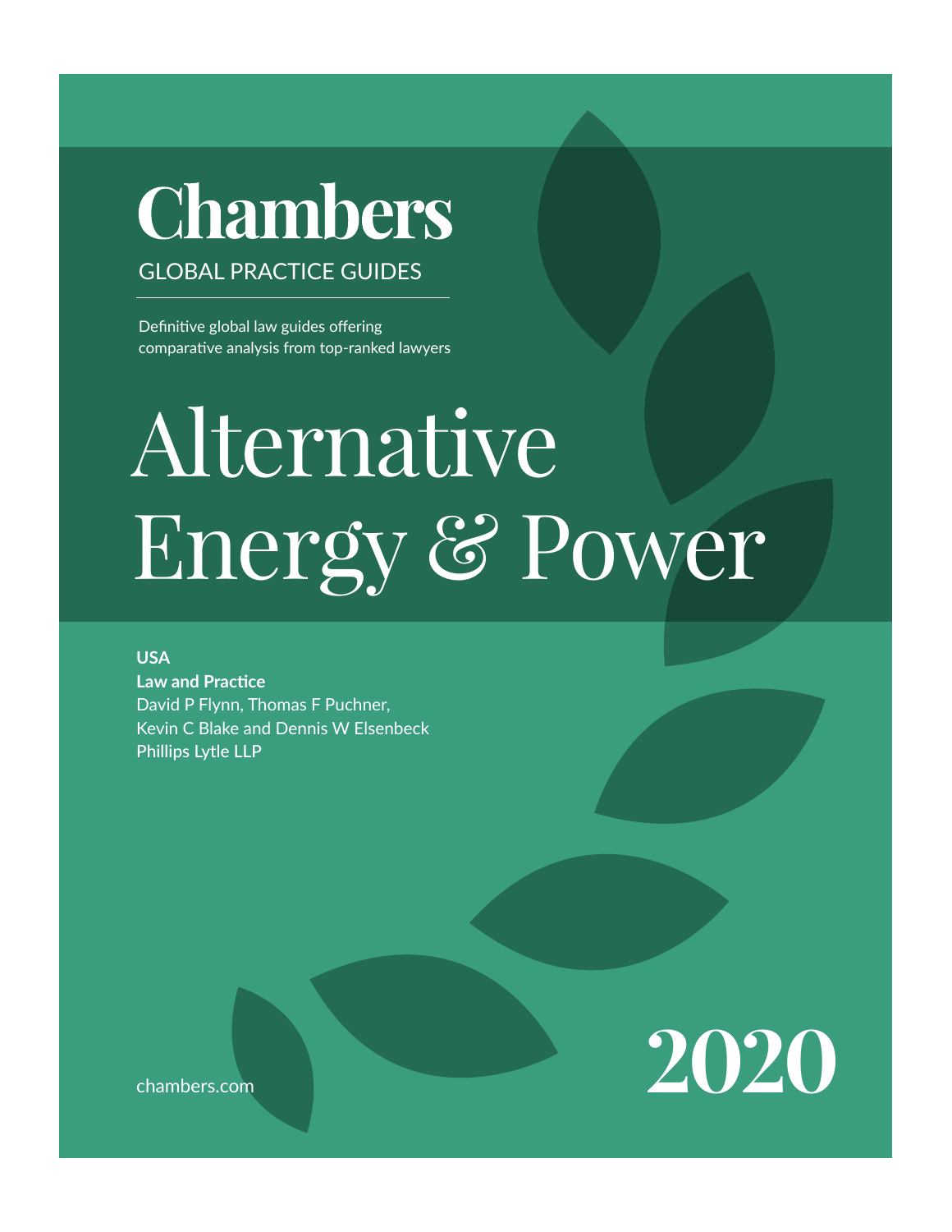# Chambers

GLOBAL PRACTICE GUIDES

Definitive global law guides offering comparative analysis from top-ranked lawyers

# Alternative Energy & Power

**USA**

**Law and Practice**

David P Flynn, Thomas F Puchner, Kevin C Blake and Dennis W Elsenbeck

Phillips Lytle LLP

chambers.com

**2020**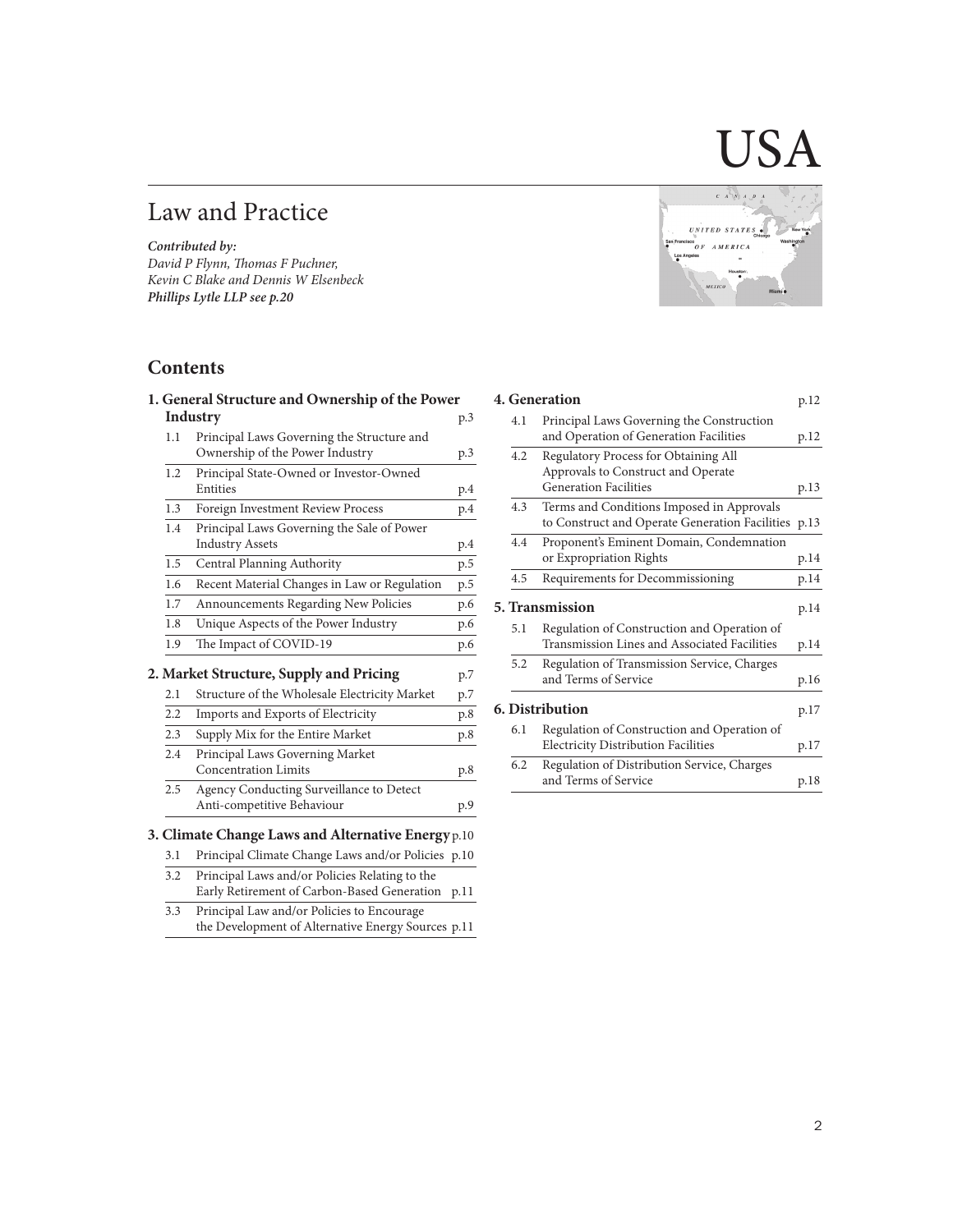# USA

## Law and Practice

***Contributed by:***
*David P Flynn, Thomas F Puchner, Kevin C Blake and Dennis W Elsenbeck*
***Phillips Lytle LLP see p.20***

## Contents

**1. General Structure and Ownership of the Power Industry** p.3

| | | |
|---|---|---|
| 1.1 | Principal Laws Governing the Structure and Ownership of the Power Industry | p.3 |
| 1.2 | Principal State-Owned or Investor-Owned Entities | p.4 |
| 1.3 | Foreign Investment Review Process | p.4 |
| 1.4 | Principal Laws Governing the Sale of Power Industry Assets | p.4 |
| 1.5 | Central Planning Authority | p.5 |
| 1.6 | Recent Material Changes in Law or Regulation | p.5 |
| 1.7 | Announcements Regarding New Policies | p.6 |
| 1.8 | Unique Aspects of the Power Industry | p.6 |
| 1.9 | The Impact of COVID-19 | p.6 |

**2. Market Structure, Supply and Pricing** p.7

| | | |
|---|---|---|
| 2.1 | Structure of the Wholesale Electricity Market | p.7 |
| 2.2 | Imports and Exports of Electricity | p.8 |
| 2.3 | Supply Mix for the Entire Market | p.8 |
| 2.4 | Principal Laws Governing Market Concentration Limits | p.8 |
| 2.5 | Agency Conducting Surveillance to Detect Anti-competitive Behaviour | p.9 |

**3. Climate Change Laws and Alternative Energy** p.10

| | | |
|---|---|---|
| 3.1 | Principal Climate Change Laws and/or Policies | p.10 |
| 3.2 | Principal Laws and/or Policies Relating to the Early Retirement of Carbon-Based Generation | p.11 |
| 3.3 | Principal Law and/or Policies to Encourage the Development of Alternative Energy Sources | p.11 |

**4. Generation** p.12

| | | |
|---|---|---|
| 4.1 | Principal Laws Governing the Construction and Operation of Generation Facilities | p.12 |
| 4.2 | Regulatory Process for Obtaining All Approvals to Construct and Operate Generation Facilities | p.13 |
| 4.3 | Terms and Conditions Imposed in Approvals to Construct and Operate Generation Facilities | p.13 |
| 4.4 | Proponent's Eminent Domain, Condemnation or Expropriation Rights | p.14 |
| 4.5 | Requirements for Decommissioning | p.14 |

**5. Transmission** p.14

| | | |
|---|---|---|
| 5.1 | Regulation of Construction and Operation of Transmission Lines and Associated Facilities | p.14 |
| 5.2 | Regulation of Transmission Service, Charges and Terms of Service | p.16 |

**6. Distribution** p.17

| | | |
|---|---|---|
| 6.1 | Regulation of Construction and Operation of Electricity Distribution Facilities | p.17 |
| 6.2 | Regulation of Distribution Service, Charges and Terms of Service | p.18 |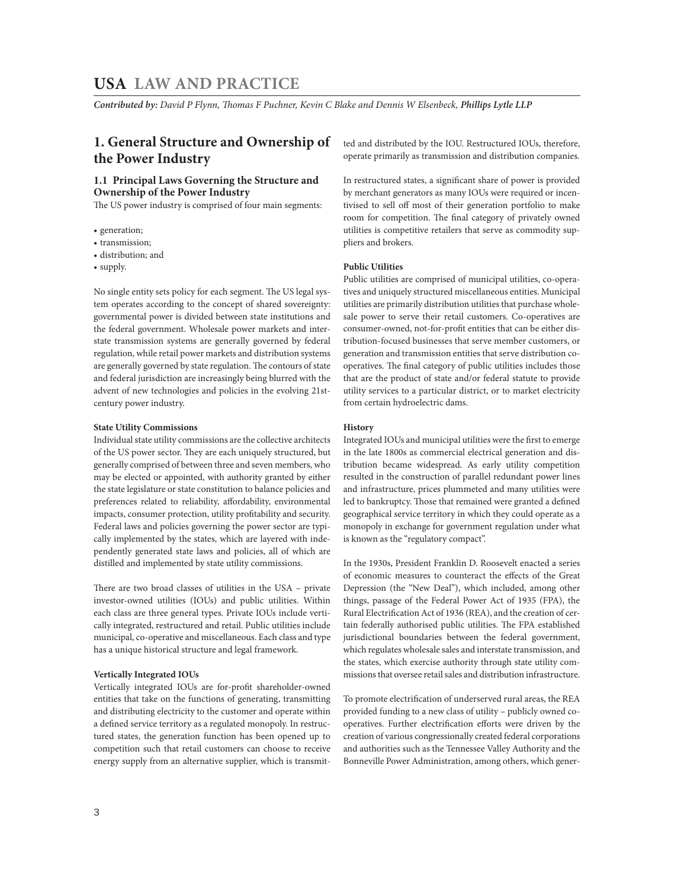# USA LAW AND PRACTICE

***Contributed by:** David P Flynn, Thomas F Puchner, Kevin C Blake and Dennis W Elsenbeck, **Phillips Lytle LLP***

## 1. General Structure and Ownership of the Power Industry

### 1.1 Principal Laws Governing the Structure and Ownership of the Power Industry

The US power industry is comprised of four main segments:

- generation;
- transmission;
- distribution; and
- supply.

No single entity sets policy for each segment. The US legal system operates according to the concept of shared sovereignty: governmental power is divided between state institutions and the federal government. Wholesale power markets and interstate transmission systems are generally governed by federal regulation, while retail power markets and distribution systems are generally governed by state regulation. The contours of state and federal jurisdiction are increasingly being blurred with the advent of new technologies and policies in the evolving 21st-century power industry.

**State Utility Commissions**

Individual state utility commissions are the collective architects of the US power sector. They are each uniquely structured, but generally comprised of between three and seven members, who may be elected or appointed, with authority granted by either the state legislature or state constitution to balance policies and preferences related to reliability, affordability, environmental impacts, consumer protection, utility profitability and security. Federal laws and policies governing the power sector are typically implemented by the states, which are layered with independently generated state laws and policies, all of which are distilled and implemented by state utility commissions.

There are two broad classes of utilities in the USA – private investor-owned utilities (IOUs) and public utilities. Within each class are three general types. Private IOUs include vertically integrated, restructured and retail. Public utilities include municipal, co-operative and miscellaneous. Each class and type has a unique historical structure and legal framework.

**Vertically Integrated IOUs**

Vertically integrated IOUs are for-profit shareholder-owned entities that take on the functions of generating, transmitting and distributing electricity to the customer and operate within a defined service territory as a regulated monopoly. In restructured states, the generation function has been opened up to competition such that retail customers can choose to receive energy supply from an alternative supplier, which is transmitted and distributed by the IOU. Restructured IOUs, therefore, operate primarily as transmission and distribution companies.

In restructured states, a significant share of power is provided by merchant generators as many IOUs were required or incentivised to sell off most of their generation portfolio to make room for competition. The final category of privately owned utilities is competitive retailers that serve as commodity suppliers and brokers.

**Public Utilities**

Public utilities are comprised of municipal utilities, co-operatives and uniquely structured miscellaneous entities. Municipal utilities are primarily distribution utilities that purchase wholesale power to serve their retail customers. Co-operatives are consumer-owned, not-for-profit entities that can be either distribution-focused businesses that serve member customers, or generation and transmission entities that serve distribution co-operatives. The final category of public utilities includes those that are the product of state and/or federal statute to provide utility services to a particular district, or to market electricity from certain hydroelectric dams.

**History**

Integrated IOUs and municipal utilities were the first to emerge in the late 1800s as commercial electrical generation and distribution became widespread. As early utility competition resulted in the construction of parallel redundant power lines and infrastructure, prices plummeted and many utilities were led to bankruptcy. Those that remained were granted a defined geographical service territory in which they could operate as a monopoly in exchange for government regulation under what is known as the "regulatory compact".

In the 1930s, President Franklin D. Roosevelt enacted a series of economic measures to counteract the effects of the Great Depression (the "New Deal"), which included, among other things, passage of the Federal Power Act of 1935 (FPA), the Rural Electrification Act of 1936 (REA), and the creation of certain federally authorised public utilities. The FPA established jurisdictional boundaries between the federal government, which regulates wholesale sales and interstate transmission, and the states, which exercise authority through state utility commissions that oversee retail sales and distribution infrastructure.

To promote electrification of underserved rural areas, the REA provided funding to a new class of utility – publicly owned co-operatives. Further electrification efforts were driven by the creation of various congressionally created federal corporations and authorities such as the Tennessee Valley Authority and the Bonneville Power Administration, among others, which gener-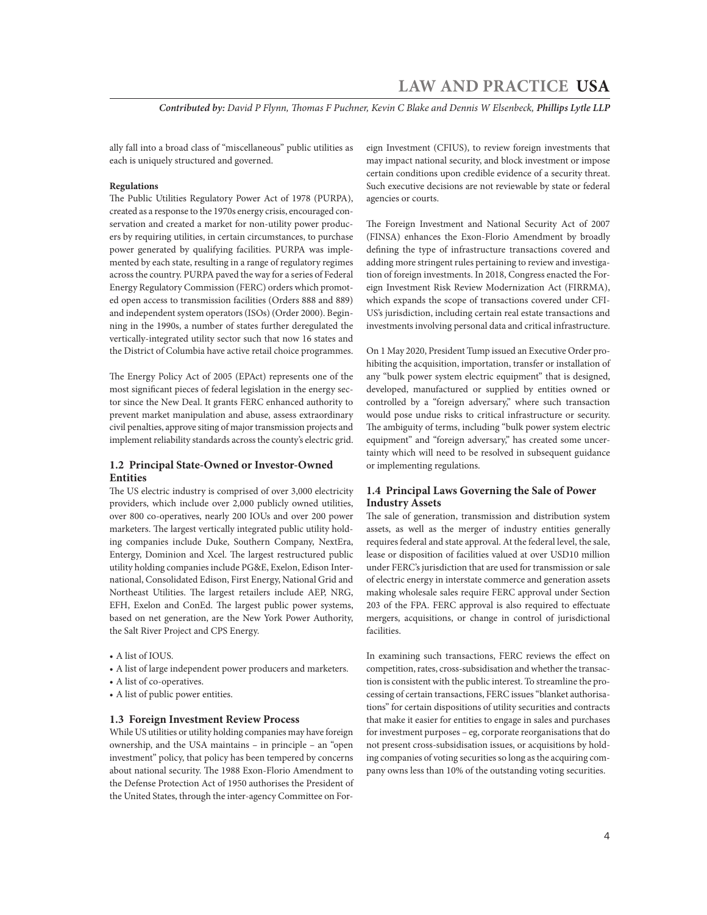ally fall into a broad class of "miscellaneous" public utilities as each is uniquely structured and governed.

**Regulations**

The Public Utilities Regulatory Power Act of 1978 (PURPA), created as a response to the 1970s energy crisis, encouraged conservation and created a market for non-utility power producers by requiring utilities, in certain circumstances, to purchase power generated by qualifying facilities. PURPA was implemented by each state, resulting in a range of regulatory regimes across the country. PURPA paved the way for a series of Federal Energy Regulatory Commission (FERC) orders which promoted open access to transmission facilities (Orders 888 and 889) and independent system operators (ISOs) (Order 2000). Beginning in the 1990s, a number of states further deregulated the vertically-integrated utility sector such that now 16 states and the District of Columbia have active retail choice programmes.

The Energy Policy Act of 2005 (EPAct) represents one of the most significant pieces of federal legislation in the energy sector since the New Deal. It grants FERC enhanced authority to prevent market manipulation and abuse, assess extraordinary civil penalties, approve siting of major transmission projects and implement reliability standards across the county's electric grid.

### 1.2 Principal State-Owned or Investor-Owned Entities

The US electric industry is comprised of over 3,000 electricity providers, which include over 2,000 publicly owned utilities, over 800 co-operatives, nearly 200 IOUs and over 200 power marketers. The largest vertically integrated public utility holding companies include Duke, Southern Company, NextEra, Entergy, Dominion and Xcel. The largest restructured public utility holding companies include PG&E, Exelon, Edison International, Consolidated Edison, First Energy, National Grid and Northeast Utilities. The largest retailers include AEP, NRG, EFH, Exelon and ConEd. The largest public power systems, based on net generation, are the New York Power Authority, the Salt River Project and CPS Energy.

- A list of IOUS.
- A list of large independent power producers and marketers.
- A list of co-operatives.
- A list of public power entities.

### 1.3 Foreign Investment Review Process

While US utilities or utility holding companies may have foreign ownership, and the USA maintains – in principle – an "open investment" policy, that policy has been tempered by concerns about national security. The 1988 Exon-Florio Amendment to the Defense Protection Act of 1950 authorises the President of the United States, through the inter-agency Committee on Foreign Investment (CFIUS), to review foreign investments that may impact national security, and block investment or impose certain conditions upon credible evidence of a security threat. Such executive decisions are not reviewable by state or federal agencies or courts.

The Foreign Investment and National Security Act of 2007 (FINSA) enhances the Exon-Florio Amendment by broadly defining the type of infrastructure transactions covered and adding more stringent rules pertaining to review and investigation of foreign investments. In 2018, Congress enacted the Foreign Investment Risk Review Modernization Act (FIRRMA), which expands the scope of transactions covered under CFIUS's jurisdiction, including certain real estate transactions and investments involving personal data and critical infrastructure.

On 1 May 2020, President Tump issued an Executive Order prohibiting the acquisition, importation, transfer or installation of any "bulk power system electric equipment" that is designed, developed, manufactured or supplied by entities owned or controlled by a "foreign adversary," where such transaction would pose undue risks to critical infrastructure or security. The ambiguity of terms, including "bulk power system electric equipment" and "foreign adversary," has created some uncertainty which will need to be resolved in subsequent guidance or implementing regulations.

### 1.4 Principal Laws Governing the Sale of Power Industry Assets

The sale of generation, transmission and distribution system assets, as well as the merger of industry entities generally requires federal and state approval. At the federal level, the sale, lease or disposition of facilities valued at over USD10 million under FERC's jurisdiction that are used for transmission or sale of electric energy in interstate commerce and generation assets making wholesale sales require FERC approval under Section 203 of the FPA. FERC approval is also required to effectuate mergers, acquisitions, or change in control of jurisdictional facilities.

In examining such transactions, FERC reviews the effect on competition, rates, cross-subsidisation and whether the transaction is consistent with the public interest. To streamline the processing of certain transactions, FERC issues "blanket authorisations" for certain dispositions of utility securities and contracts that make it easier for entities to engage in sales and purchases for investment purposes – eg, corporate reorganisations that do not present cross-subsidisation issues, or acquisitions by holding companies of voting securities so long as the acquiring company owns less than 10% of the outstanding voting securities.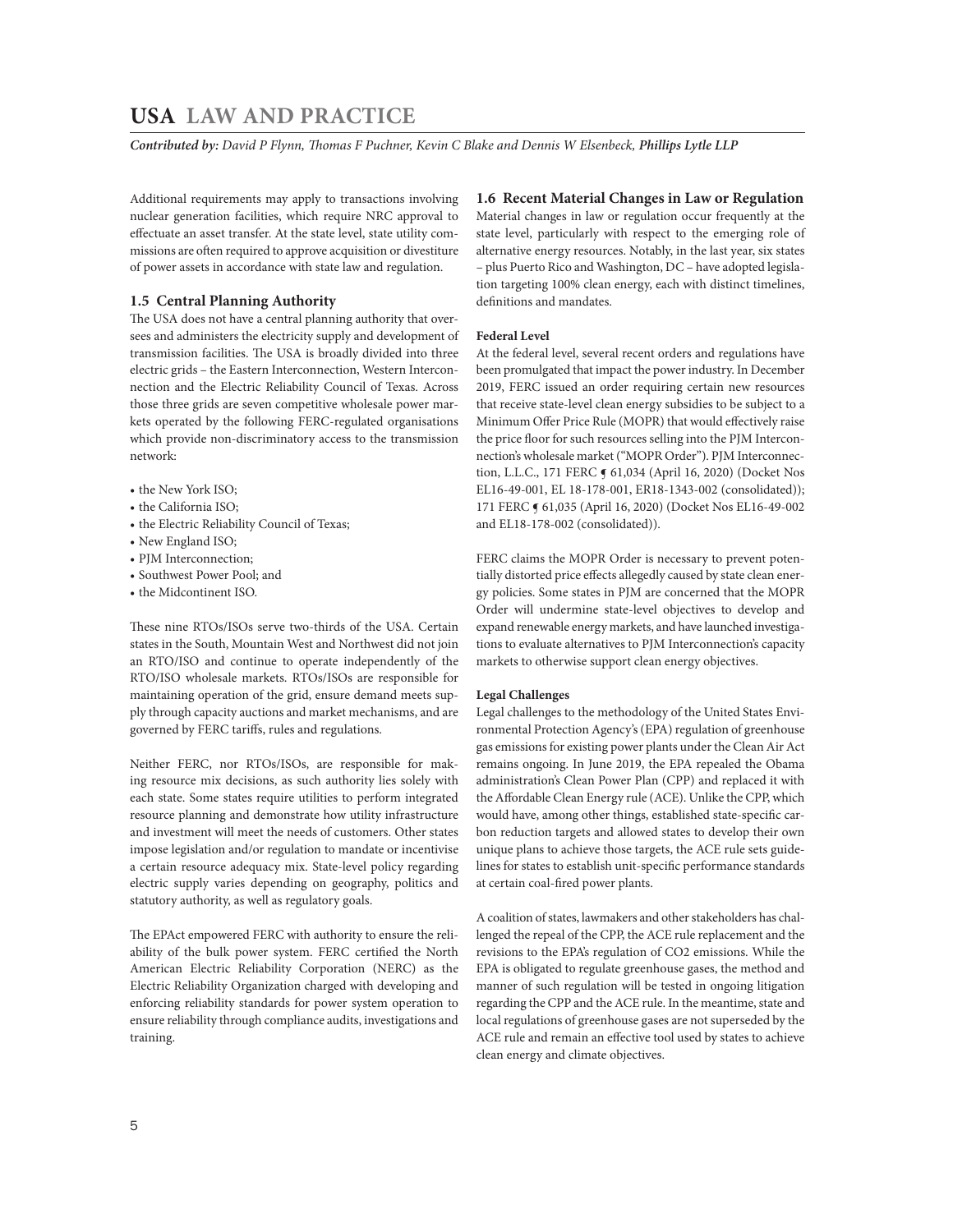Additional requirements may apply to transactions involving nuclear generation facilities, which require NRC approval to effectuate an asset transfer. At the state level, state utility commissions are often required to approve acquisition or divestiture of power assets in accordance with state law and regulation.

### 1.5 Central Planning Authority

The USA does not have a central planning authority that oversees and administers the electricity supply and development of transmission facilities. The USA is broadly divided into three electric grids – the Eastern Interconnection, Western Interconnection and the Electric Reliability Council of Texas. Across those three grids are seven competitive wholesale power markets operated by the following FERC-regulated organisations which provide non-discriminatory access to the transmission network:

- the New York ISO;
- the California ISO;
- the Electric Reliability Council of Texas;
- New England ISO;
- PJM Interconnection;
- Southwest Power Pool; and
- the Midcontinent ISO.

These nine RTOs/ISOs serve two-thirds of the USA. Certain states in the South, Mountain West and Northwest did not join an RTO/ISO and continue to operate independently of the RTO/ISO wholesale markets. RTOs/ISOs are responsible for maintaining operation of the grid, ensure demand meets supply through capacity auctions and market mechanisms, and are governed by FERC tariffs, rules and regulations.

Neither FERC, nor RTOs/ISOs, are responsible for making resource mix decisions, as such authority lies solely with each state. Some states require utilities to perform integrated resource planning and demonstrate how utility infrastructure and investment will meet the needs of customers. Other states impose legislation and/or regulation to mandate or incentivise a certain resource adequacy mix. State-level policy regarding electric supply varies depending on geography, politics and statutory authority, as well as regulatory goals.

The EPAct empowered FERC with authority to ensure the reliability of the bulk power system. FERC certified the North American Electric Reliability Corporation (NERC) as the Electric Reliability Organization charged with developing and enforcing reliability standards for power system operation to ensure reliability through compliance audits, investigations and training.

### 1.6 Recent Material Changes in Law or Regulation

Material changes in law or regulation occur frequently at the state level, particularly with respect to the emerging role of alternative energy resources. Notably, in the last year, six states – plus Puerto Rico and Washington, DC – have adopted legislation targeting 100% clean energy, each with distinct timelines, definitions and mandates.

**Federal Level**

At the federal level, several recent orders and regulations have been promulgated that impact the power industry. In December 2019, FERC issued an order requiring certain new resources that receive state-level clean energy subsidies to be subject to a Minimum Offer Price Rule (MOPR) that would effectively raise the price floor for such resources selling into the PJM Interconnection's wholesale market ("MOPR Order"). PJM Interconnection, L.L.C., 171 FERC ¶ 61,034 (April 16, 2020) (Docket Nos EL16-49-001, EL 18-178-001, ER18-1343-002 (consolidated)); 171 FERC ¶ 61,035 (April 16, 2020) (Docket Nos EL16-49-002 and EL18-178-002 (consolidated)).

FERC claims the MOPR Order is necessary to prevent potentially distorted price effects allegedly caused by state clean energy policies. Some states in PJM are concerned that the MOPR Order will undermine state-level objectives to develop and expand renewable energy markets, and have launched investigations to evaluate alternatives to PJM Interconnection's capacity markets to otherwise support clean energy objectives.

**Legal Challenges**

Legal challenges to the methodology of the United States Environmental Protection Agency's (EPA) regulation of greenhouse gas emissions for existing power plants under the Clean Air Act remains ongoing. In June 2019, the EPA repealed the Obama administration's Clean Power Plan (CPP) and replaced it with the Affordable Clean Energy rule (ACE). Unlike the CPP, which would have, among other things, established state-specific carbon reduction targets and allowed states to develop their own unique plans to achieve those targets, the ACE rule sets guidelines for states to establish unit-specific performance standards at certain coal-fired power plants.

A coalition of states, lawmakers and other stakeholders has challenged the repeal of the CPP, the ACE rule replacement and the revisions to the EPA's regulation of $CO_2$ emissions. While the EPA is obligated to regulate greenhouse gases, the method and manner of such regulation will be tested in ongoing litigation regarding the CPP and the ACE rule. In the meantime, state and local regulations of greenhouse gases are not superseded by the ACE rule and remain an effective tool used by states to achieve clean energy and climate objectives.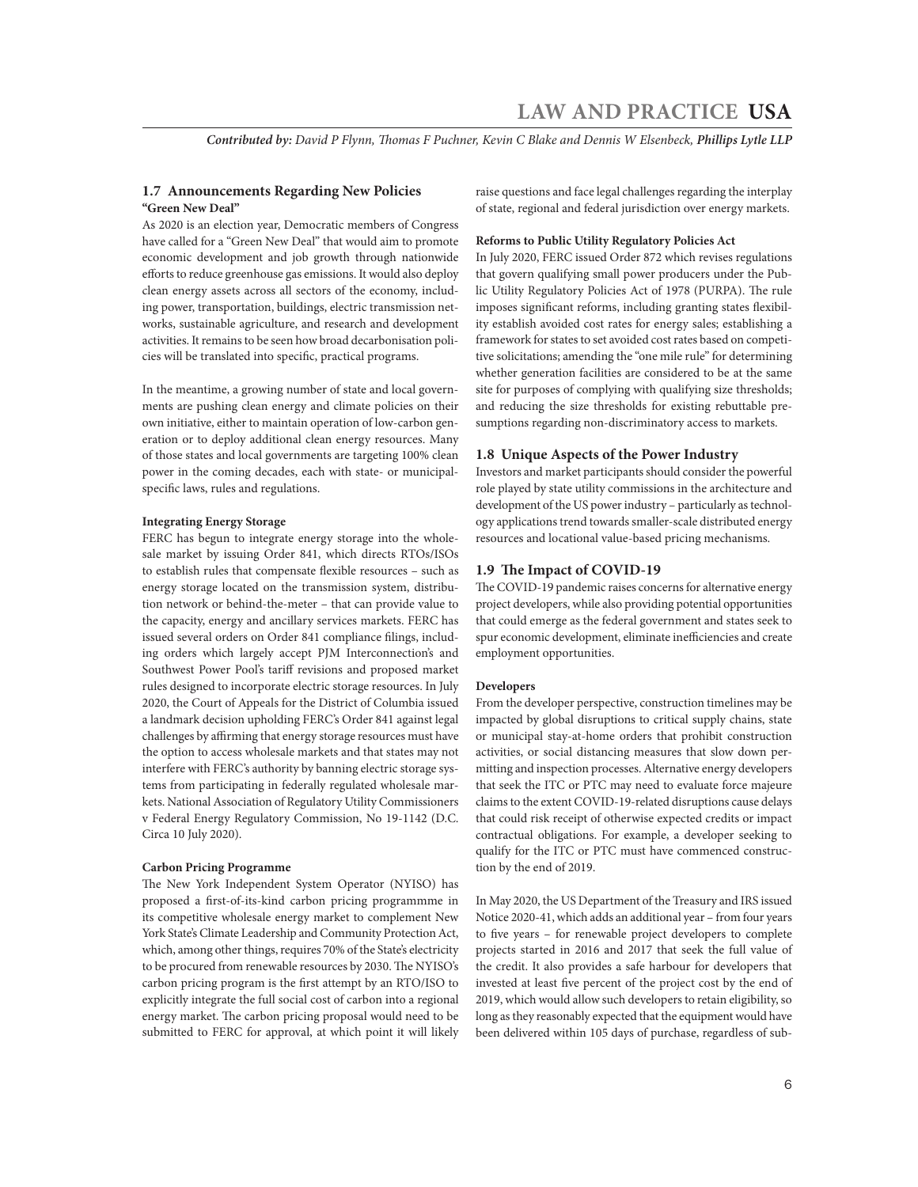### 1.7 Announcements Regarding New Policies

**"Green New Deal"**

As 2020 is an election year, Democratic members of Congress have called for a "Green New Deal" that would aim to promote economic development and job growth through nationwide efforts to reduce greenhouse gas emissions. It would also deploy clean energy assets across all sectors of the economy, including power, transportation, buildings, electric transmission networks, sustainable agriculture, and research and development activities. It remains to be seen how broad decarbonisation policies will be translated into specific, practical programs.

In the meantime, a growing number of state and local governments are pushing clean energy and climate policies on their own initiative, either to maintain operation of low-carbon generation or to deploy additional clean energy resources. Many of those states and local governments are targeting 100% clean power in the coming decades, each with state- or municipal-specific laws, rules and regulations.

**Integrating Energy Storage**

FERC has begun to integrate energy storage into the wholesale market by issuing Order 841, which directs RTOs/ISOs to establish rules that compensate flexible resources – such as energy storage located on the transmission system, distribution network or behind-the-meter – that can provide value to the capacity, energy and ancillary services markets. FERC has issued several orders on Order 841 compliance filings, including orders which largely accept PJM Interconnection's and Southwest Power Pool's tariff revisions and proposed market rules designed to incorporate electric storage resources. In July 2020, the Court of Appeals for the District of Columbia issued a landmark decision upholding FERC's Order 841 against legal challenges by affirming that energy storage resources must have the option to access wholesale markets and that states may not interfere with FERC's authority by banning electric storage systems from participating in federally regulated wholesale markets. National Association of Regulatory Utility Commissioners v Federal Energy Regulatory Commission, No 19-1142 (D.C. Circa 10 July 2020).

**Carbon Pricing Programme**

The New York Independent System Operator (NYISO) has proposed a first-of-its-kind carbon pricing programmme in its competitive wholesale energy market to complement New York State's Climate Leadership and Community Protection Act, which, among other things, requires 70% of the State's electricity to be procured from renewable resources by 2030. The NYISO's carbon pricing program is the first attempt by an RTO/ISO to explicitly integrate the full social cost of carbon into a regional energy market. The carbon pricing proposal would need to be submitted to FERC for approval, at which point it will likely raise questions and face legal challenges regarding the interplay of state, regional and federal jurisdiction over energy markets.

**Reforms to Public Utility Regulatory Policies Act**

In July 2020, FERC issued Order 872 which revises regulations that govern qualifying small power producers under the Public Utility Regulatory Policies Act of 1978 (PURPA). The rule imposes significant reforms, including granting states flexibility establish avoided cost rates for energy sales; establishing a framework for states to set avoided cost rates based on competitive solicitations; amending the "one mile rule" for determining whether generation facilities are considered to be at the same site for purposes of complying with qualifying size thresholds; and reducing the size thresholds for existing rebuttable presumptions regarding non-discriminatory access to markets.

### 1.8 Unique Aspects of the Power Industry

Investors and market participants should consider the powerful role played by state utility commissions in the architecture and development of the US power industry – particularly as technology applications trend towards smaller-scale distributed energy resources and locational value-based pricing mechanisms.

### 1.9 The Impact of COVID-19

The COVID-19 pandemic raises concerns for alternative energy project developers, while also providing potential opportunities that could emerge as the federal government and states seek to spur economic development, eliminate inefficiencies and create employment opportunities.

**Developers**

From the developer perspective, construction timelines may be impacted by global disruptions to critical supply chains, state or municipal stay-at-home orders that prohibit construction activities, or social distancing measures that slow down permitting and inspection processes. Alternative energy developers that seek the ITC or PTC may need to evaluate force majeure claims to the extent COVID-19-related disruptions cause delays that could risk receipt of otherwise expected credits or impact contractual obligations. For example, a developer seeking to qualify for the ITC or PTC must have commenced construction by the end of 2019.

In May 2020, the US Department of the Treasury and IRS issued Notice 2020-41, which adds an additional year – from four years to five years – for renewable project developers to complete projects started in 2016 and 2017 that seek the full value of the credit. It also provides a safe harbour for developers that invested at least five percent of the project cost by the end of 2019, which would allow such developers to retain eligibility, so long as they reasonably expected that the equipment would have been delivered within 105 days of purchase, regardless of sub-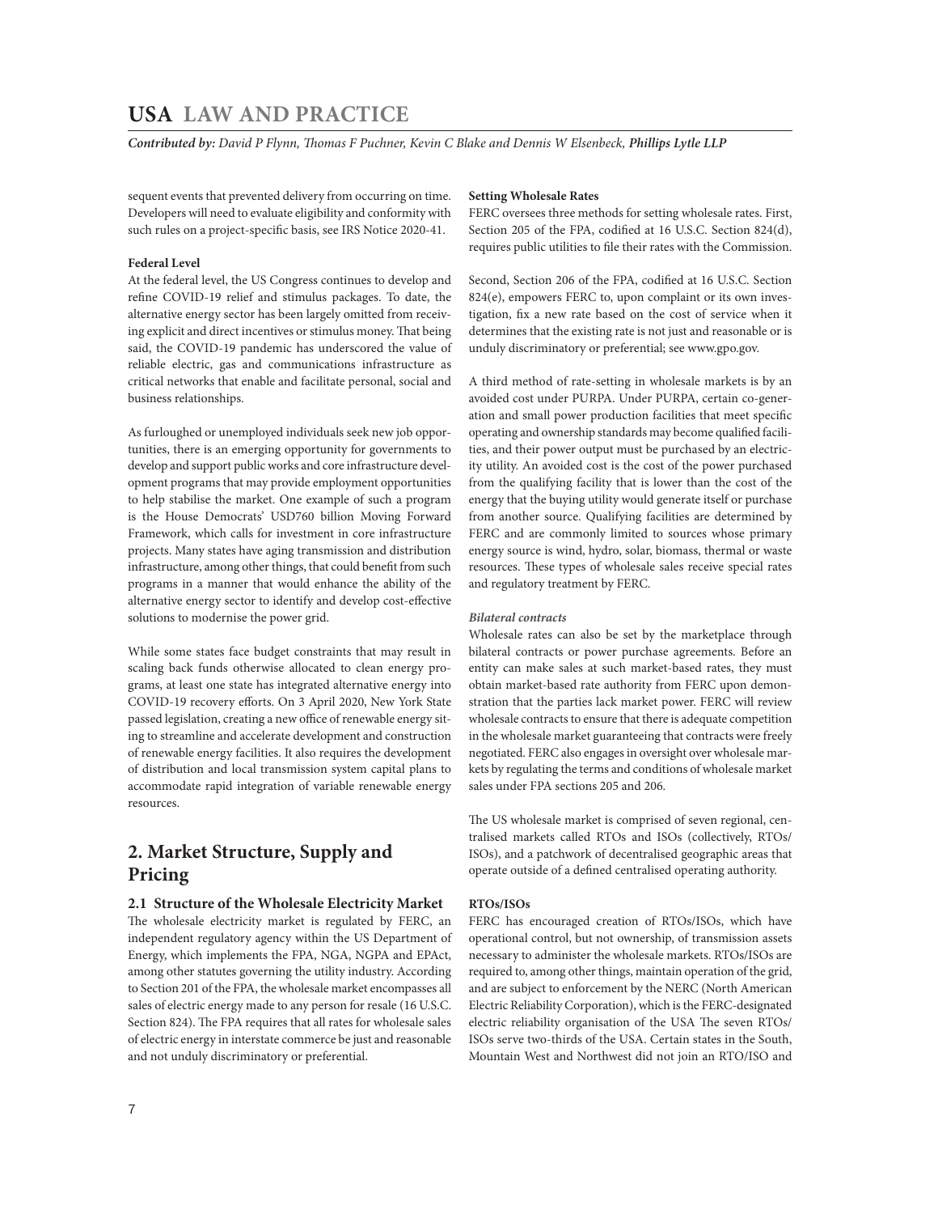sequent events that prevented delivery from occurring on time. Developers will need to evaluate eligibility and conformity with such rules on a project-specific basis, see IRS Notice 2020-41.

**Federal Level**

At the federal level, the US Congress continues to develop and refine COVID-19 relief and stimulus packages. To date, the alternative energy sector has been largely omitted from receiving explicit and direct incentives or stimulus money. That being said, the COVID-19 pandemic has underscored the value of reliable electric, gas and communications infrastructure as critical networks that enable and facilitate personal, social and business relationships.

As furloughed or unemployed individuals seek new job opportunities, there is an emerging opportunity for governments to develop and support public works and core infrastructure development programs that may provide employment opportunities to help stabilise the market. One example of such a program is the House Democrats' USD760 billion Moving Forward Framework, which calls for investment in core infrastructure projects. Many states have aging transmission and distribution infrastructure, among other things, that could benefit from such programs in a manner that would enhance the ability of the alternative energy sector to identify and develop cost-effective solutions to modernise the power grid.

While some states face budget constraints that may result in scaling back funds otherwise allocated to clean energy programs, at least one state has integrated alternative energy into COVID-19 recovery efforts. On 3 April 2020, New York State passed legislation, creating a new office of renewable energy siting to streamline and accelerate development and construction of renewable energy facilities. It also requires the development of distribution and local transmission system capital plans to accommodate rapid integration of variable renewable energy resources.

## 2. Market Structure, Supply and Pricing

### 2.1 Structure of the Wholesale Electricity Market

The wholesale electricity market is regulated by FERC, an independent regulatory agency within the US Department of Energy, which implements the FPA, NGA, NGPA and EPAct, among other statutes governing the utility industry. According to Section 201 of the FPA, the wholesale market encompasses all sales of electric energy made to any person for resale (16 U.S.C. Section 824). The FPA requires that all rates for wholesale sales of electric energy in interstate commerce be just and reasonable and not unduly discriminatory or preferential.

**Setting Wholesale Rates**

FERC oversees three methods for setting wholesale rates. First, Section 205 of the FPA, codified at 16 U.S.C. Section 824(d), requires public utilities to file their rates with the Commission.

Second, Section 206 of the FPA, codified at 16 U.S.C. Section 824(e), empowers FERC to, upon complaint or its own investigation, fix a new rate based on the cost of service when it determines that the existing rate is not just and reasonable or is unduly discriminatory or preferential; see www.gpo.gov.

A third method of rate-setting in wholesale markets is by an avoided cost under PURPA. Under PURPA, certain co-generation and small power production facilities that meet specific operating and ownership standards may become qualified facilities, and their power output must be purchased by an electric utility. An avoided cost is the cost of the power purchased from the qualifying facility that is lower than the cost of the energy that the buying utility would generate itself or purchase from another source. Qualifying facilities are determined by FERC and are commonly limited to sources whose primary energy source is wind, hydro, solar, biomass, thermal or waste resources. These types of wholesale sales receive special rates and regulatory treatment by FERC.

***Bilateral contracts***

Wholesale rates can also be set by the marketplace through bilateral contracts or power purchase agreements. Before an entity can make sales at such market-based rates, they must obtain market-based rate authority from FERC upon demonstration that the parties lack market power. FERC will review wholesale contracts to ensure that there is adequate competition in the wholesale market guaranteeing that contracts were freely negotiated. FERC also engages in oversight over wholesale markets by regulating the terms and conditions of wholesale market sales under FPA sections 205 and 206.

The US wholesale market is comprised of seven regional, centralised markets called RTOs and ISOs (collectively, RTOs/ISOs), and a patchwork of decentralised geographic areas that operate outside of a defined centralised operating authority.

**RTOs/ISOs**

FERC has encouraged creation of RTOs/ISOs, which have operational control, but not ownership, of transmission assets necessary to administer the wholesale markets. RTOs/ISOs are required to, among other things, maintain operation of the grid, and are subject to enforcement by the NERC (North American Electric Reliability Corporation), which is the FERC-designated electric reliability organisation of the USA The seven RTOs/ISOs serve two-thirds of the USA. Certain states in the South, Mountain West and Northwest did not join an RTO/ISO and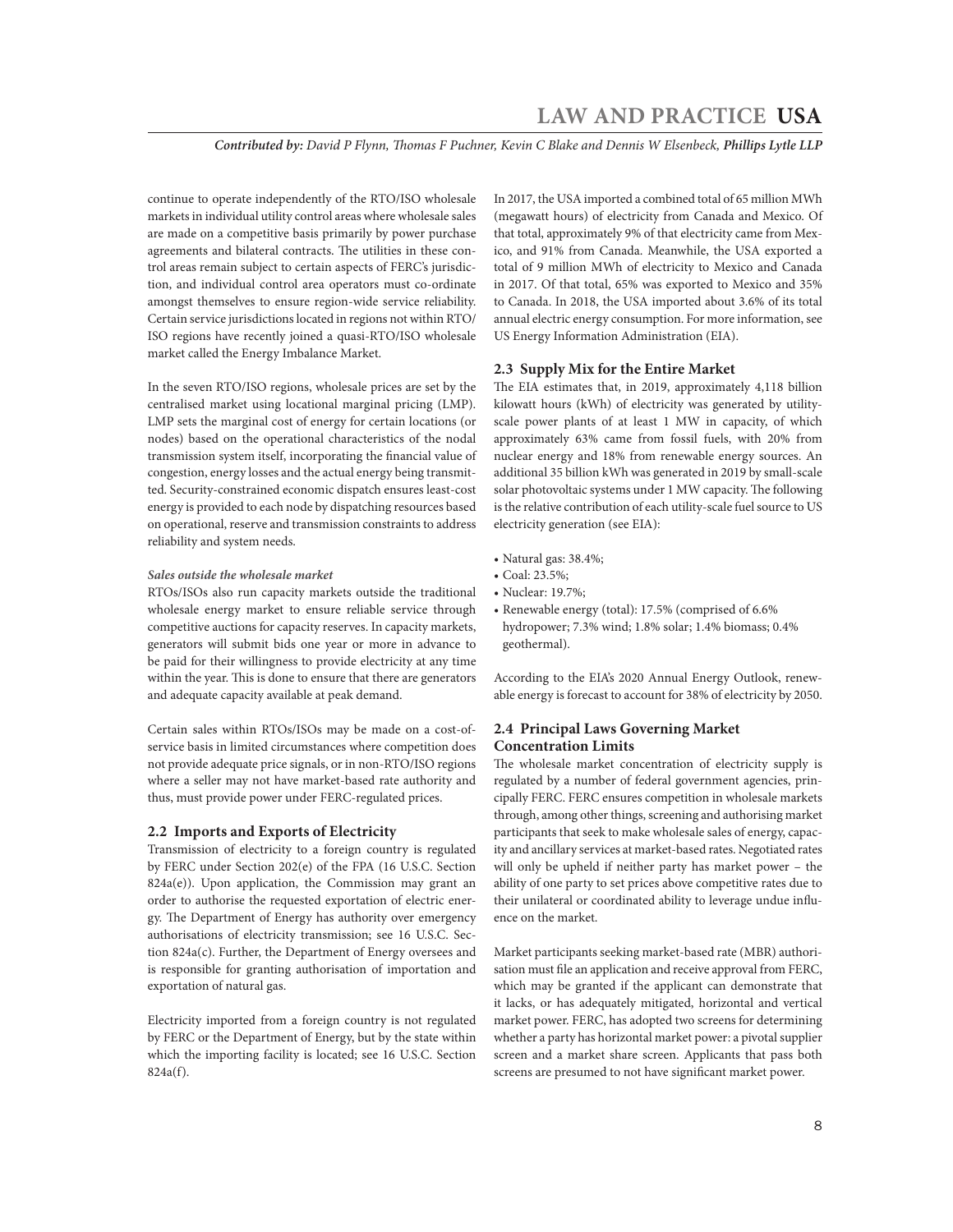continue to operate independently of the RTO/ISO wholesale markets in individual utility control areas where wholesale sales are made on a competitive basis primarily by power purchase agreements and bilateral contracts. The utilities in these control areas remain subject to certain aspects of FERC's jurisdiction, and individual control area operators must co-ordinate amongst themselves to ensure region-wide service reliability. Certain service jurisdictions located in regions not within RTO/ISO regions have recently joined a quasi-RTO/ISO wholesale market called the Energy Imbalance Market.

In the seven RTO/ISO regions, wholesale prices are set by the centralised market using locational marginal pricing (LMP). LMP sets the marginal cost of energy for certain locations (or nodes) based on the operational characteristics of the nodal transmission system itself, incorporating the financial value of congestion, energy losses and the actual energy being transmitted. Security-constrained economic dispatch ensures least-cost energy is provided to each node by dispatching resources based on operational, reserve and transmission constraints to address reliability and system needs.

#### *Sales outside the wholesale market*

RTOs/ISOs also run capacity markets outside the traditional wholesale energy market to ensure reliable service through competitive auctions for capacity reserves. In capacity markets, generators will submit bids one year or more in advance to be paid for their willingness to provide electricity at any time within the year. This is done to ensure that there are generators and adequate capacity available at peak demand.

Certain sales within RTOs/ISOs may be made on a cost-of-service basis in limited circumstances where competition does not provide adequate price signals, or in non-RTO/ISO regions where a seller may not have market-based rate authority and thus, must provide power under FERC-regulated prices.

### 2.2 Imports and Exports of Electricity

Transmission of electricity to a foreign country is regulated by FERC under Section 202(e) of the FPA (16 U.S.C. Section 824a(e)). Upon application, the Commission may grant an order to authorise the requested exportation of electric energy. The Department of Energy has authority over emergency authorisations of electricity transmission; see 16 U.S.C. Section 824a(c). Further, the Department of Energy oversees and is responsible for granting authorisation of importation and exportation of natural gas.

Electricity imported from a foreign country is not regulated by FERC or the Department of Energy, but by the state within which the importing facility is located; see 16 U.S.C. Section 824a(f).

In 2017, the USA imported a combined total of 65 million MWh (megawatt hours) of electricity from Canada and Mexico. Of that total, approximately 9% of that electricity came from Mexico, and 91% from Canada. Meanwhile, the USA exported a total of 9 million MWh of electricity to Mexico and Canada in 2017. Of that total, 65% was exported to Mexico and 35% to Canada. In 2018, the USA imported about 3.6% of its total annual electric energy consumption. For more information, see US Energy Information Administration (EIA).

### 2.3 Supply Mix for the Entire Market

The EIA estimates that, in 2019, approximately 4,118 billion kilowatt hours (kWh) of electricity was generated by utility-scale power plants of at least 1 MW in capacity, of which approximately 63% came from fossil fuels, with 20% from nuclear energy and 18% from renewable energy sources. An additional 35 billion kWh was generated in 2019 by small-scale solar photovoltaic systems under 1 MW capacity. The following is the relative contribution of each utility-scale fuel source to US electricity generation (see EIA):

- Natural gas: 38.4%;
- Coal: 23.5%;
- Nuclear: 19.7%;
- Renewable energy (total): 17.5% (comprised of 6.6% hydropower; 7.3% wind; 1.8% solar; 1.4% biomass; 0.4% geothermal).

According to the EIA's 2020 Annual Energy Outlook, renewable energy is forecast to account for 38% of electricity by 2050.

### 2.4 Principal Laws Governing Market Concentration Limits

The wholesale market concentration of electricity supply is regulated by a number of federal government agencies, principally FERC. FERC ensures competition in wholesale markets through, among other things, screening and authorising market participants that seek to make wholesale sales of energy, capacity and ancillary services at market-based rates. Negotiated rates will only be upheld if neither party has market power – the ability of one party to set prices above competitive rates due to their unilateral or coordinated ability to leverage undue influence on the market.

Market participants seeking market-based rate (MBR) authorisation must file an application and receive approval from FERC, which may be granted if the applicant can demonstrate that it lacks, or has adequately mitigated, horizontal and vertical market power. FERC, has adopted two screens for determining whether a party has horizontal market power: a pivotal supplier screen and a market share screen. Applicants that pass both screens are presumed to not have significant market power.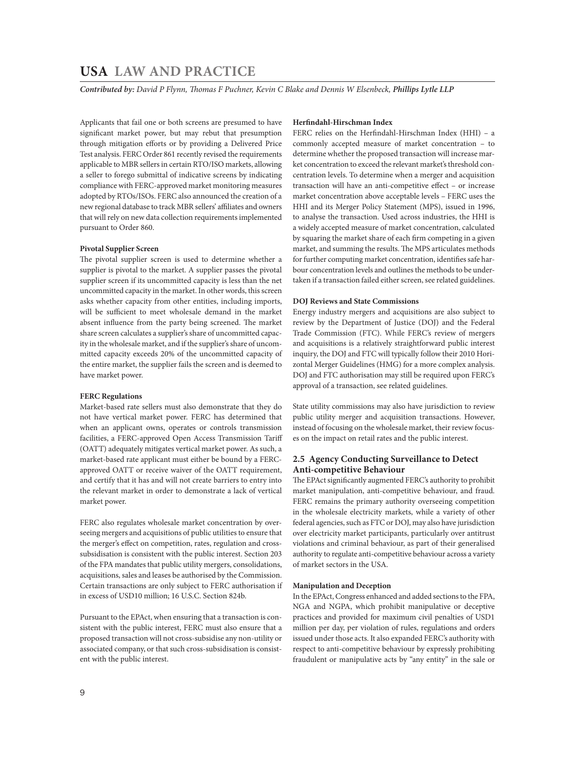Applicants that fail one or both screens are presumed to have significant market power, but may rebut that presumption through mitigation efforts or by providing a Delivered Price Test analysis. FERC Order 861 recently revised the requirements applicable to MBR sellers in certain RTO/ISO markets, allowing a seller to forego submittal of indicative screens by indicating compliance with FERC-approved market monitoring measures adopted by RTOs/ISOs. FERC also announced the creation of a new regional database to track MBR sellers' affiliates and owners that will rely on new data collection requirements implemented pursuant to Order 860.

**Pivotal Supplier Screen**

The pivotal supplier screen is used to determine whether a supplier is pivotal to the market. A supplier passes the pivotal supplier screen if its uncommitted capacity is less than the net uncommitted capacity in the market. In other words, this screen asks whether capacity from other entities, including imports, will be sufficient to meet wholesale demand in the market absent influence from the party being screened. The market share screen calculates a supplier's share of uncommitted capacity in the wholesale market, and if the supplier's share of uncommitted capacity exceeds 20% of the uncommitted capacity of the entire market, the supplier fails the screen and is deemed to have market power.

**FERC Regulations**

Market-based rate sellers must also demonstrate that they do not have vertical market power. FERC has determined that when an applicant owns, operates or controls transmission facilities, a FERC-approved Open Access Transmission Tariff (OATT) adequately mitigates vertical market power. As such, a market-based rate applicant must either be bound by a FERC-approved OATT or receive waiver of the OATT requirement, and certify that it has and will not create barriers to entry into the relevant market in order to demonstrate a lack of vertical market power.

FERC also regulates wholesale market concentration by overseeing mergers and acquisitions of public utilities to ensure that the merger's effect on competition, rates, regulation and cross-subsidisation is consistent with the public interest. Section 203 of the FPA mandates that public utility mergers, consolidations, acquisitions, sales and leases be authorised by the Commission. Certain transactions are only subject to FERC authorisation if in excess of USD10 million; 16 U.S.C. Section 824b.

Pursuant to the EPAct, when ensuring that a transaction is consistent with the public interest, FERC must also ensure that a proposed transaction will not cross-subsidise any non-utility or associated company, or that such cross-subsidisation is consistent with the public interest.

**Herfindahl-Hirschman Index**

FERC relies on the Herfindahl-Hirschman Index (HHI) – a commonly accepted measure of market concentration – to determine whether the proposed transaction will increase market concentration to exceed the relevant market's threshold concentration levels. To determine when a merger and acquisition transaction will have an anti-competitive effect – or increase market concentration above acceptable levels – FERC uses the HHI and its Merger Policy Statement (MPS), issued in 1996, to analyse the transaction. Used across industries, the HHI is a widely accepted measure of market concentration, calculated by squaring the market share of each firm competing in a given market, and summing the results. The MPS articulates methods for further computing market concentration, identifies safe harbour concentration levels and outlines the methods to be undertaken if a transaction failed either screen, see related guidelines.

**DOJ Reviews and State Commissions**

Energy industry mergers and acquisitions are also subject to review by the Department of Justice (DOJ) and the Federal Trade Commission (FTC). While FERC's review of mergers and acquisitions is a relatively straightforward public interest inquiry, the DOJ and FTC will typically follow their 2010 Horizontal Merger Guidelines (HMG) for a more complex analysis. DOJ and FTC authorisation may still be required upon FERC's approval of a transaction, see related guidelines.

State utility commissions may also have jurisdiction to review public utility merger and acquisition transactions. However, instead of focusing on the wholesale market, their review focuses on the impact on retail rates and the public interest.

## 2.5 Agency Conducting Surveillance to Detect Anti-competitive Behaviour

The EPAct significantly augmented FERC's authority to prohibit market manipulation, anti-competitive behaviour, and fraud. FERC remains the primary authority overseeing competition in the wholesale electricity markets, while a variety of other federal agencies, such as FTC or DOJ, may also have jurisdiction over electricity market participants, particularly over antitrust violations and criminal behaviour, as part of their generalised authority to regulate anti-competitive behaviour across a variety of market sectors in the USA.

**Manipulation and Deception**

In the EPAct, Congress enhanced and added sections to the FPA, NGA and NGPA, which prohibit manipulative or deceptive practices and provided for maximum civil penalties of USD1 million per day, per violation of rules, regulations and orders issued under those acts. It also expanded FERC's authority with respect to anti-competitive behaviour by expressly prohibiting fraudulent or manipulative acts by "any entity" in the sale or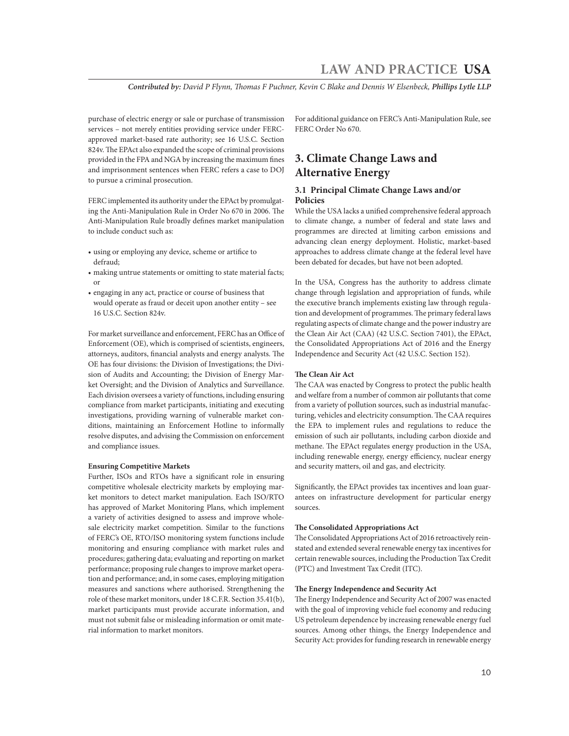purchase of electric energy or sale or purchase of transmission services – not merely entities providing service under FERC-approved market-based rate authority; see 16 U.S.C. Section 824v. The EPAct also expanded the scope of criminal provisions provided in the FPA and NGA by increasing the maximum fines and imprisonment sentences when FERC refers a case to DOJ to pursue a criminal prosecution.

FERC implemented its authority under the EPAct by promulgating the Anti-Manipulation Rule in Order No 670 in 2006. The Anti-Manipulation Rule broadly defines market manipulation to include conduct such as:

- using or employing any device, scheme or artifice to defraud;
- making untrue statements or omitting to state material facts; or
- engaging in any act, practice or course of business that would operate as fraud or deceit upon another entity – see 16 U.S.C. Section 824v.

For market surveillance and enforcement, FERC has an Office of Enforcement (OE), which is comprised of scientists, engineers, attorneys, auditors, financial analysts and energy analysts. The OE has four divisions: the Division of Investigations; the Division of Audits and Accounting; the Division of Energy Market Oversight; and the Division of Analytics and Surveillance. Each division oversees a variety of functions, including ensuring compliance from market participants, initiating and executing investigations, providing warning of vulnerable market conditions, maintaining an Enforcement Hotline to informally resolve disputes, and advising the Commission on enforcement and compliance issues.

**Ensuring Competitive Markets**

Further, ISOs and RTOs have a significant role in ensuring competitive wholesale electricity markets by employing market monitors to detect market manipulation. Each ISO/RTO has approved of Market Monitoring Plans, which implement a variety of activities designed to assess and improve wholesale electricity market competition. Similar to the functions of FERC's OE, RTO/ISO monitoring system functions include monitoring and ensuring compliance with market rules and procedures; gathering data; evaluating and reporting on market performance; proposing rule changes to improve market operation and performance; and, in some cases, employing mitigation measures and sanctions where authorised. Strengthening the role of these market monitors, under 18 C.F.R. Section 35.41(b), market participants must provide accurate information, and must not submit false or misleading information or omit material information to market monitors.

For additional guidance on FERC's Anti-Manipulation Rule, see FERC Order No 670.

## 3. Climate Change Laws and Alternative Energy

### 3.1 Principal Climate Change Laws and/or Policies

While the USA lacks a unified comprehensive federal approach to climate change, a number of federal and state laws and programmes are directed at limiting carbon emissions and advancing clean energy deployment. Holistic, market-based approaches to address climate change at the federal level have been debated for decades, but have not been adopted.

In the USA, Congress has the authority to address climate change through legislation and appropriation of funds, while the executive branch implements existing law through regulation and development of programmes. The primary federal laws regulating aspects of climate change and the power industry are the Clean Air Act (CAA) (42 U.S.C. Section 7401), the EPAct, the Consolidated Appropriations Act of 2016 and the Energy Independence and Security Act (42 U.S.C. Section 152).

**The Clean Air Act**

The CAA was enacted by Congress to protect the public health and welfare from a number of common air pollutants that come from a variety of pollution sources, such as industrial manufacturing, vehicles and electricity consumption. The CAA requires the EPA to implement rules and regulations to reduce the emission of such air pollutants, including carbon dioxide and methane. The EPAct regulates energy production in the USA, including renewable energy, energy efficiency, nuclear energy and security matters, oil and gas, and electricity.

Significantly, the EPAct provides tax incentives and loan guarantees on infrastructure development for particular energy sources.

**The Consolidated Appropriations Act**

The Consolidated Appropriations Act of 2016 retroactively reinstated and extended several renewable energy tax incentives for certain renewable sources, including the Production Tax Credit (PTC) and Investment Tax Credit (ITC).

**The Energy Independence and Security Act**

The Energy Independence and Security Act of 2007 was enacted with the goal of improving vehicle fuel economy and reducing US petroleum dependence by increasing renewable energy fuel sources. Among other things, the Energy Independence and Security Act: provides for funding research in renewable energy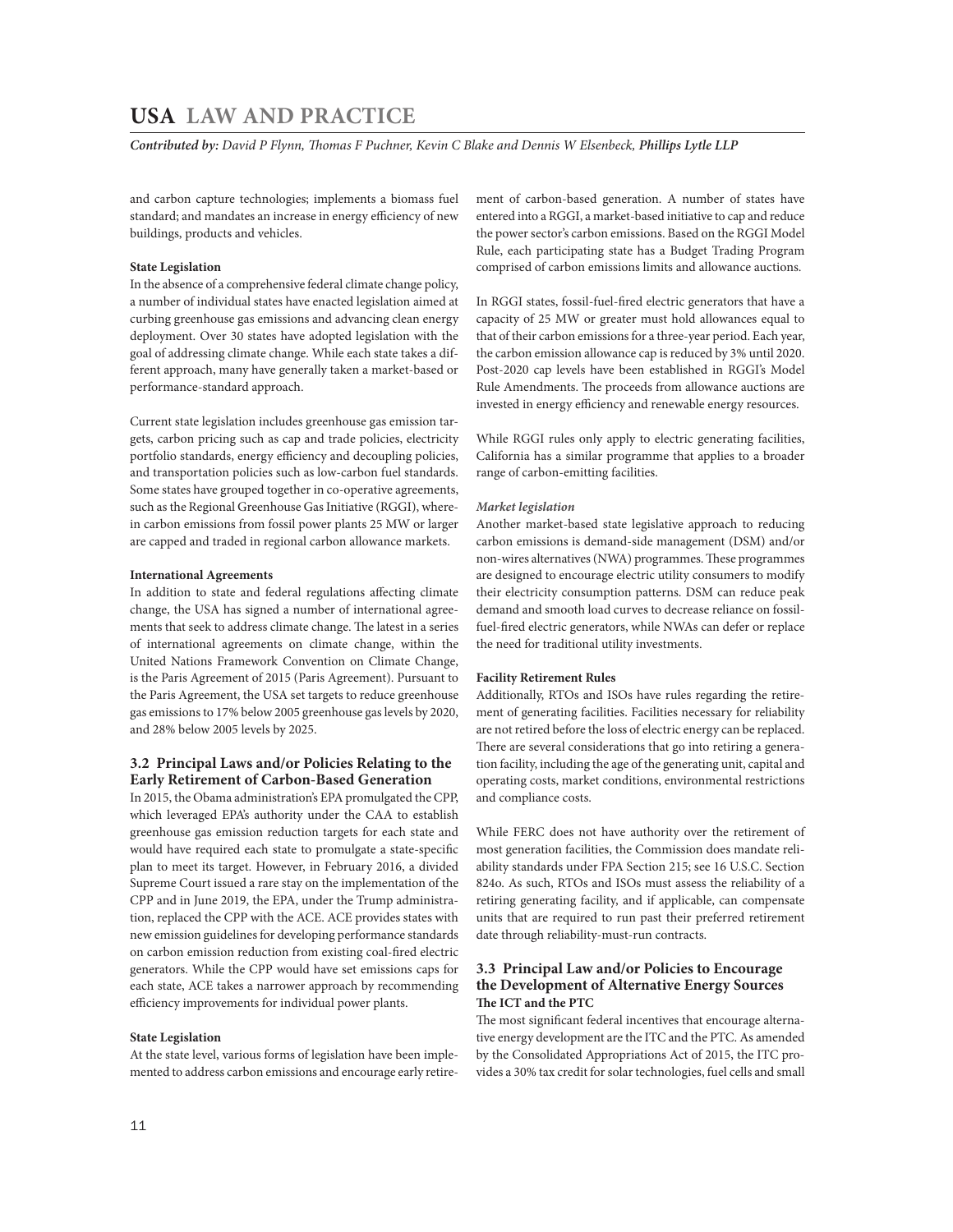and carbon capture technologies; implements a biomass fuel standard; and mandates an increase in energy efficiency of new buildings, products and vehicles.

**State Legislation**

In the absence of a comprehensive federal climate change policy, a number of individual states have enacted legislation aimed at curbing greenhouse gas emissions and advancing clean energy deployment. Over 30 states have adopted legislation with the goal of addressing climate change. While each state takes a different approach, many have generally taken a market-based or performance-standard approach.

Current state legislation includes greenhouse gas emission targets, carbon pricing such as cap and trade policies, electricity portfolio standards, energy efficiency and decoupling policies, and transportation policies such as low-carbon fuel standards. Some states have grouped together in co-operative agreements, such as the Regional Greenhouse Gas Initiative (RGGI), wherein carbon emissions from fossil power plants 25 MW or larger are capped and traded in regional carbon allowance markets.

**International Agreements**

In addition to state and federal regulations affecting climate change, the USA has signed a number of international agreements that seek to address climate change. The latest in a series of international agreements on climate change, within the United Nations Framework Convention on Climate Change, is the Paris Agreement of 2015 (Paris Agreement). Pursuant to the Paris Agreement, the USA set targets to reduce greenhouse gas emissions to 17% below 2005 greenhouse gas levels by 2020, and 28% below 2005 levels by 2025.

## 3.2 Principal Laws and/or Policies Relating to the Early Retirement of Carbon-Based Generation

In 2015, the Obama administration's EPA promulgated the CPP, which leveraged EPA's authority under the CAA to establish greenhouse gas emission reduction targets for each state and would have required each state to promulgate a state-specific plan to meet its target. However, in February 2016, a divided Supreme Court issued a rare stay on the implementation of the CPP and in June 2019, the EPA, under the Trump administration, replaced the CPP with the ACE. ACE provides states with new emission guidelines for developing performance standards on carbon emission reduction from existing coal-fired electric generators. While the CPP would have set emissions caps for each state, ACE takes a narrower approach by recommending efficiency improvements for individual power plants.

**State Legislation**

At the state level, various forms of legislation have been implemented to address carbon emissions and encourage early retirement of carbon-based generation. A number of states have entered into a RGGI, a market-based initiative to cap and reduce the power sector's carbon emissions. Based on the RGGI Model Rule, each participating state has a Budget Trading Program comprised of carbon emissions limits and allowance auctions.

In RGGI states, fossil-fuel-fired electric generators that have a capacity of 25 MW or greater must hold allowances equal to that of their carbon emissions for a three-year period. Each year, the carbon emission allowance cap is reduced by 3% until 2020. Post-2020 cap levels have been established in RGGI's Model Rule Amendments. The proceeds from allowance auctions are invested in energy efficiency and renewable energy resources.

While RGGI rules only apply to electric generating facilities, California has a similar programme that applies to a broader range of carbon-emitting facilities.

***Market legislation***

Another market-based state legislative approach to reducing carbon emissions is demand-side management (DSM) and/or non-wires alternatives (NWA) programmes. These programmes are designed to encourage electric utility consumers to modify their electricity consumption patterns. DSM can reduce peak demand and smooth load curves to decrease reliance on fossil-fuel-fired electric generators, while NWAs can defer or replace the need for traditional utility investments.

**Facility Retirement Rules**

Additionally, RTOs and ISOs have rules regarding the retirement of generating facilities. Facilities necessary for reliability are not retired before the loss of electric energy can be replaced. There are several considerations that go into retiring a generation facility, including the age of the generating unit, capital and operating costs, market conditions, environmental restrictions and compliance costs.

While FERC does not have authority over the retirement of most generation facilities, the Commission does mandate reliability standards under FPA Section 215; see 16 U.S.C. Section 824o. As such, RTOs and ISOs must assess the reliability of a retiring generating facility, and if applicable, can compensate units that are required to run past their preferred retirement date through reliability-must-run contracts.

## 3.3 Principal Law and/or Policies to Encourage the Development of Alternative Energy Sources

**The ICT and the PTC**

The most significant federal incentives that encourage alternative energy development are the ITC and the PTC. As amended by the Consolidated Appropriations Act of 2015, the ITC provides a 30% tax credit for solar technologies, fuel cells and small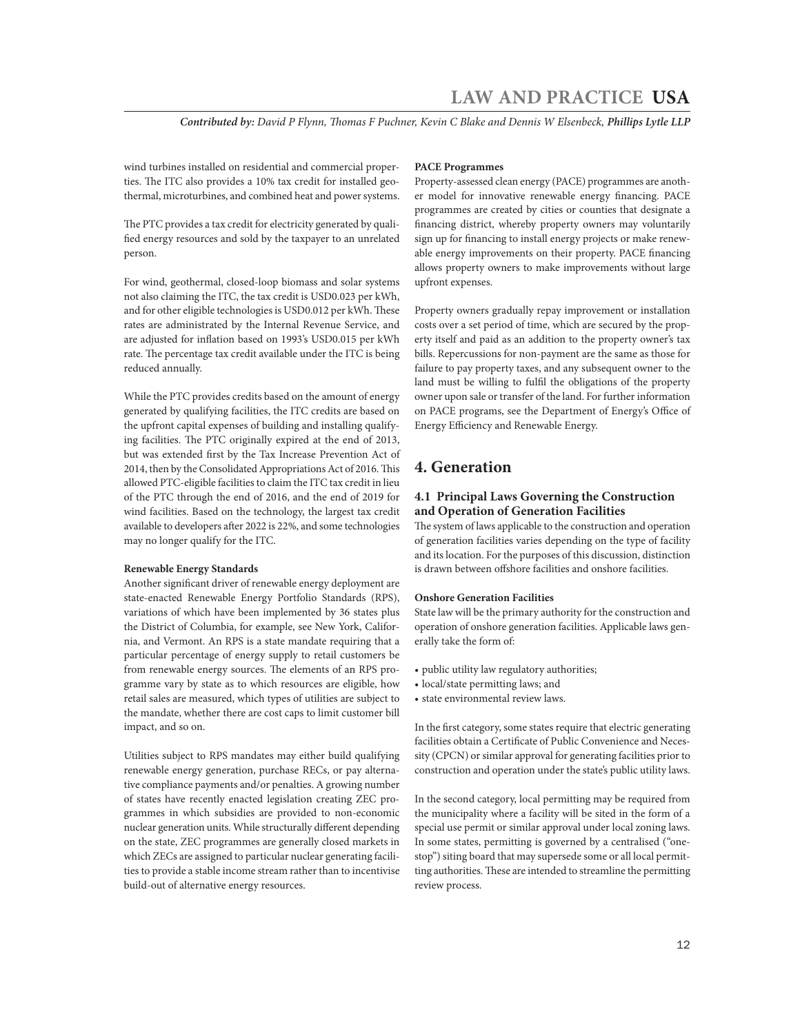wind turbines installed on residential and commercial properties. The ITC also provides a 10% tax credit for installed geothermal, microturbines, and combined heat and power systems.

The PTC provides a tax credit for electricity generated by qualified energy resources and sold by the taxpayer to an unrelated person.

For wind, geothermal, closed-loop biomass and solar systems not also claiming the ITC, the tax credit is USD0.023 per kWh, and for other eligible technologies is USD0.012 per kWh. These rates are administrated by the Internal Revenue Service, and are adjusted for inflation based on 1993's USD0.015 per kWh rate. The percentage tax credit available under the ITC is being reduced annually.

While the PTC provides credits based on the amount of energy generated by qualifying facilities, the ITC credits are based on the upfront capital expenses of building and installing qualifying facilities. The PTC originally expired at the end of 2013, but was extended first by the Tax Increase Prevention Act of 2014, then by the Consolidated Appropriations Act of 2016. This allowed PTC-eligible facilities to claim the ITC tax credit in lieu of the PTC through the end of 2016, and the end of 2019 for wind facilities. Based on the technology, the largest tax credit available to developers after 2022 is 22%, and some technologies may no longer qualify for the ITC.

**Renewable Energy Standards**

Another significant driver of renewable energy deployment are state-enacted Renewable Energy Portfolio Standards (RPS), variations of which have been implemented by 36 states plus the District of Columbia, for example, see New York, California, and Vermont. An RPS is a state mandate requiring that a particular percentage of energy supply to retail customers be from renewable energy sources. The elements of an RPS programme vary by state as to which resources are eligible, how retail sales are measured, which types of utilities are subject to the mandate, whether there are cost caps to limit customer bill impact, and so on.

Utilities subject to RPS mandates may either build qualifying renewable energy generation, purchase RECs, or pay alternative compliance payments and/or penalties. A growing number of states have recently enacted legislation creating ZEC programmes in which subsidies are provided to non-economic nuclear generation units. While structurally different depending on the state, ZEC programmes are generally closed markets in which ZECs are assigned to particular nuclear generating facilities to provide a stable income stream rather than to incentivise build-out of alternative energy resources.

**PACE Programmes**

Property-assessed clean energy (PACE) programmes are another model for innovative renewable energy financing. PACE programmes are created by cities or counties that designate a financing district, whereby property owners may voluntarily sign up for financing to install energy projects or make renewable energy improvements on their property. PACE financing allows property owners to make improvements without large upfront expenses.

Property owners gradually repay improvement or installation costs over a set period of time, which are secured by the property itself and paid as an addition to the property owner's tax bills. Repercussions for non-payment are the same as those for failure to pay property taxes, and any subsequent owner to the land must be willing to fulfil the obligations of the property owner upon sale or transfer of the land. For further information on PACE programs, see the Department of Energy's Office of Energy Efficiency and Renewable Energy.

# 4. Generation

## 4.1 Principal Laws Governing the Construction and Operation of Generation Facilities

The system of laws applicable to the construction and operation of generation facilities varies depending on the type of facility and its location. For the purposes of this discussion, distinction is drawn between offshore facilities and onshore facilities.

**Onshore Generation Facilities**

State law will be the primary authority for the construction and operation of onshore generation facilities. Applicable laws generally take the form of:

- public utility law regulatory authorities;
- local/state permitting laws; and
- state environmental review laws.

In the first category, some states require that electric generating facilities obtain a Certificate of Public Convenience and Necessity (CPCN) or similar approval for generating facilities prior to construction and operation under the state's public utility laws.

In the second category, local permitting may be required from the municipality where a facility will be sited in the form of a special use permit or similar approval under local zoning laws. In some states, permitting is governed by a centralised ("one-stop") siting board that may supersede some or all local permitting authorities. These are intended to streamline the permitting review process.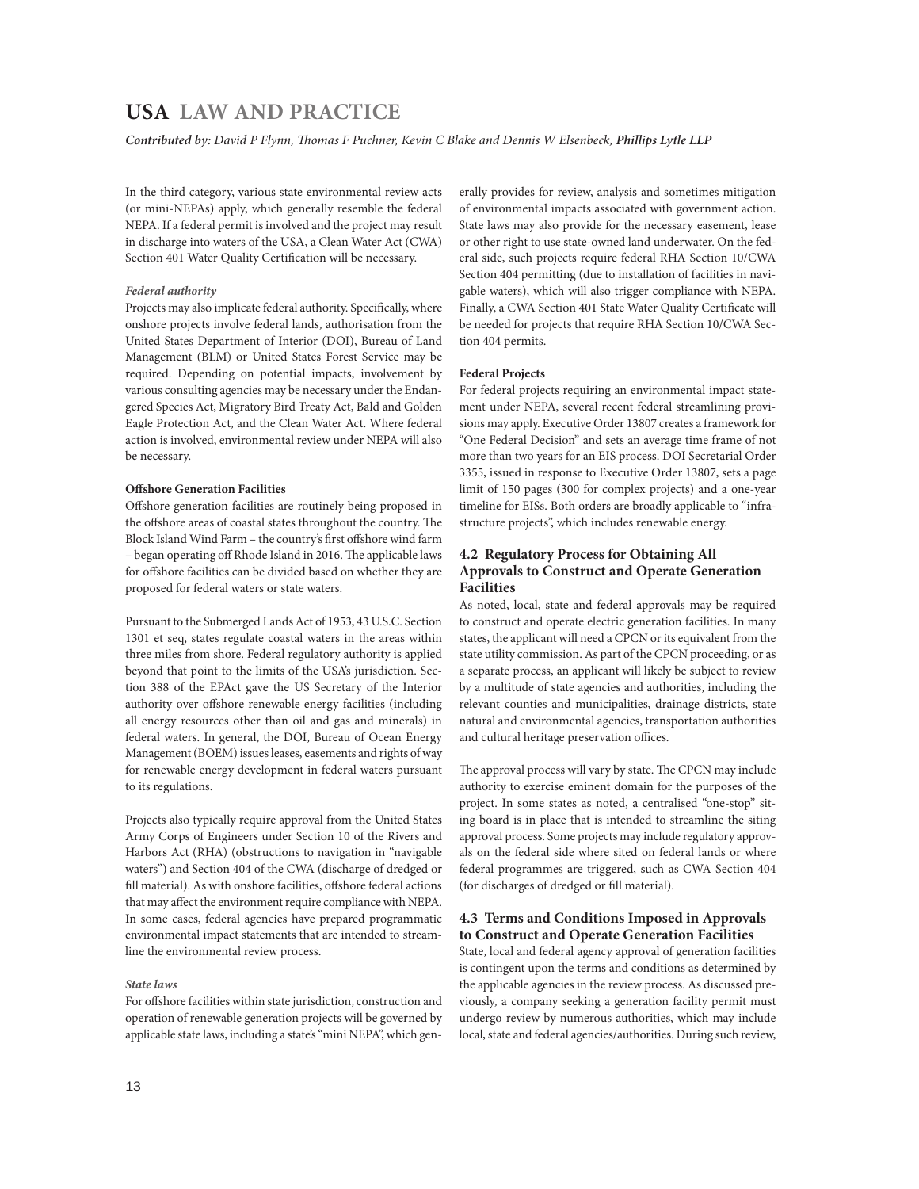In the third category, various state environmental review acts (or mini-NEPAs) apply, which generally resemble the federal NEPA. If a federal permit is involved and the project may result in discharge into waters of the USA, a Clean Water Act (CWA) Section 401 Water Quality Certification will be necessary.

*Federal authority*

Projects may also implicate federal authority. Specifically, where onshore projects involve federal lands, authorisation from the United States Department of Interior (DOI), Bureau of Land Management (BLM) or United States Forest Service may be required. Depending on potential impacts, involvement by various consulting agencies may be necessary under the Endangered Species Act, Migratory Bird Treaty Act, Bald and Golden Eagle Protection Act, and the Clean Water Act. Where federal action is involved, environmental review under NEPA will also be necessary.

**Offshore Generation Facilities**

Offshore generation facilities are routinely being proposed in the offshore areas of coastal states throughout the country. The Block Island Wind Farm – the country's first offshore wind farm – began operating off Rhode Island in 2016. The applicable laws for offshore facilities can be divided based on whether they are proposed for federal waters or state waters.

Pursuant to the Submerged Lands Act of 1953, 43 U.S.C. Section 1301 et seq, states regulate coastal waters in the areas within three miles from shore. Federal regulatory authority is applied beyond that point to the limits of the USA's jurisdiction. Section 388 of the EPAct gave the US Secretary of the Interior authority over offshore renewable energy facilities (including all energy resources other than oil and gas and minerals) in federal waters. In general, the DOI, Bureau of Ocean Energy Management (BOEM) issues leases, easements and rights of way for renewable energy development in federal waters pursuant to its regulations.

Projects also typically require approval from the United States Army Corps of Engineers under Section 10 of the Rivers and Harbors Act (RHA) (obstructions to navigation in "navigable waters") and Section 404 of the CWA (discharge of dredged or fill material). As with onshore facilities, offshore federal actions that may affect the environment require compliance with NEPA. In some cases, federal agencies have prepared programmatic environmental impact statements that are intended to streamline the environmental review process.

*State laws*

For offshore facilities within state jurisdiction, construction and operation of renewable generation projects will be governed by applicable state laws, including a state's "mini NEPA", which generally provides for review, analysis and sometimes mitigation of environmental impacts associated with government action. State laws may also provide for the necessary easement, lease or other right to use state-owned land underwater. On the federal side, such projects require federal RHA Section 10/CWA Section 404 permitting (due to installation of facilities in navigable waters), which will also trigger compliance with NEPA. Finally, a CWA Section 401 State Water Quality Certificate will be needed for projects that require RHA Section 10/CWA Section 404 permits.

**Federal Projects**

For federal projects requiring an environmental impact statement under NEPA, several recent federal streamlining provisions may apply. Executive Order 13807 creates a framework for "One Federal Decision" and sets an average time frame of not more than two years for an EIS process. DOI Secretarial Order 3355, issued in response to Executive Order 13807, sets a page limit of 150 pages (300 for complex projects) and a one-year timeline for EISs. Both orders are broadly applicable to "infrastructure projects", which includes renewable energy.

### 4.2 Regulatory Process for Obtaining All Approvals to Construct and Operate Generation Facilities

As noted, local, state and federal approvals may be required to construct and operate electric generation facilities. In many states, the applicant will need a CPCN or its equivalent from the state utility commission. As part of the CPCN proceeding, or as a separate process, an applicant will likely be subject to review by a multitude of state agencies and authorities, including the relevant counties and municipalities, drainage districts, state natural and environmental agencies, transportation authorities and cultural heritage preservation offices.

The approval process will vary by state. The CPCN may include authority to exercise eminent domain for the purposes of the project. In some states as noted, a centralised "one-stop" siting board is in place that is intended to streamline the siting approval process. Some projects may include regulatory approvals on the federal side where sited on federal lands or where federal programmes are triggered, such as CWA Section 404 (for discharges of dredged or fill material).

### 4.3 Terms and Conditions Imposed in Approvals to Construct and Operate Generation Facilities

State, local and federal agency approval of generation facilities is contingent upon the terms and conditions as determined by the applicable agencies in the review process. As discussed previously, a company seeking a generation facility permit must undergo review by numerous authorities, which may include local, state and federal agencies/authorities. During such review,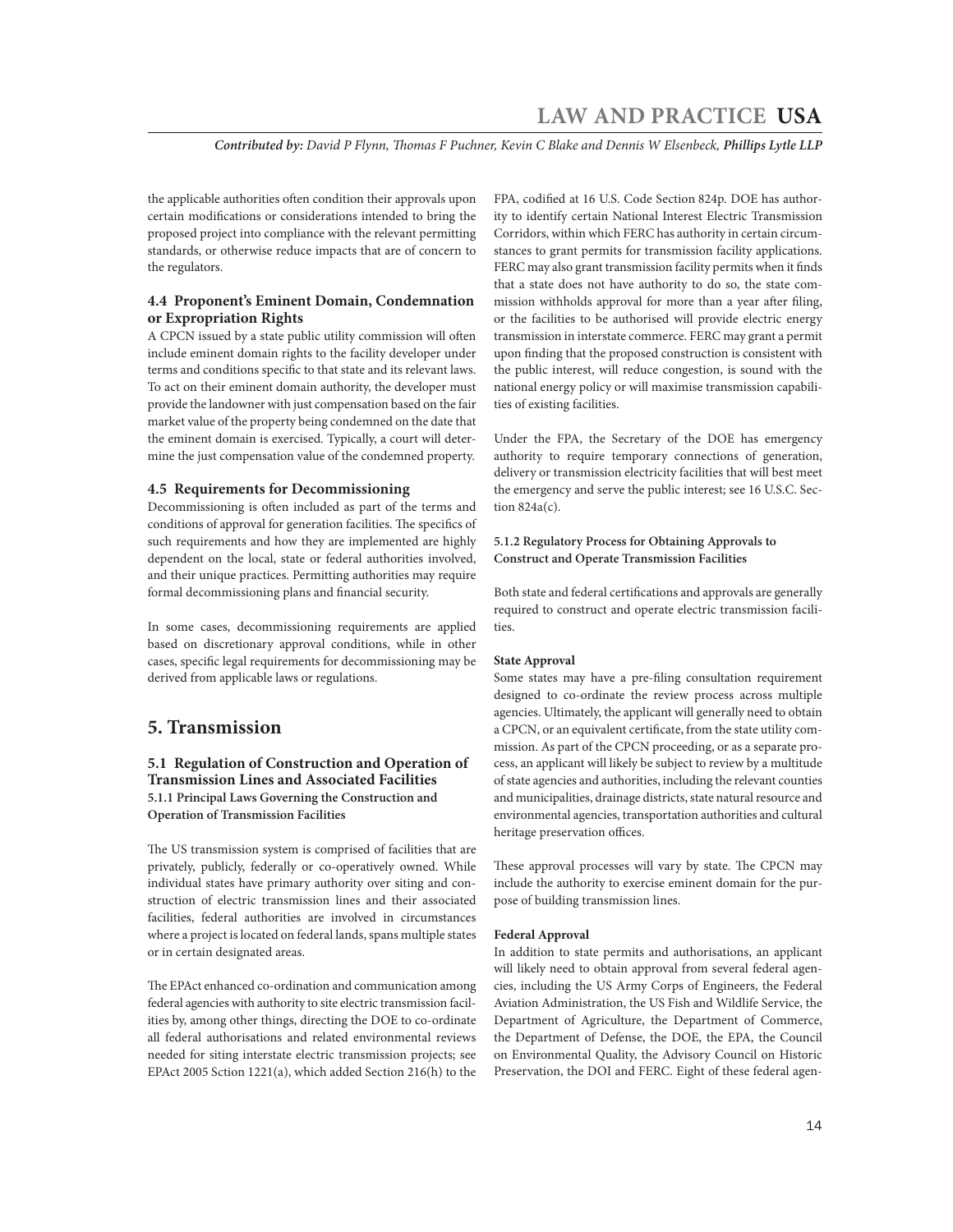the applicable authorities often condition their approvals upon certain modifications or considerations intended to bring the proposed project into compliance with the relevant permitting standards, or otherwise reduce impacts that are of concern to the regulators.

### 4.4 Proponent's Eminent Domain, Condemnation or Expropriation Rights

A CPCN issued by a state public utility commission will often include eminent domain rights to the facility developer under terms and conditions specific to that state and its relevant laws. To act on their eminent domain authority, the developer must provide the landowner with just compensation based on the fair market value of the property being condemned on the date that the eminent domain is exercised. Typically, a court will determine the just compensation value of the condemned property.

### 4.5 Requirements for Decommissioning

Decommissioning is often included as part of the terms and conditions of approval for generation facilities. The specifics of such requirements and how they are implemented are highly dependent on the local, state or federal authorities involved, and their unique practices. Permitting authorities may require formal decommissioning plans and financial security.

In some cases, decommissioning requirements are applied based on discretionary approval conditions, while in other cases, specific legal requirements for decommissioning may be derived from applicable laws or regulations.

## 5. Transmission

### 5.1 Regulation of Construction and Operation of Transmission Lines and Associated Facilities

#### 5.1.1 Principal Laws Governing the Construction and Operation of Transmission Facilities

The US transmission system is comprised of facilities that are privately, publicly, federally or co-operatively owned. While individual states have primary authority over siting and construction of electric transmission lines and their associated facilities, federal authorities are involved in circumstances where a project is located on federal lands, spans multiple states or in certain designated areas.

The EPAct enhanced co-ordination and communication among federal agencies with authority to site electric transmission facilities by, among other things, directing the DOE to co-ordinate all federal authorisations and related environmental reviews needed for siting interstate electric transmission projects; see EPAct 2005 Sction 1221(a), which added Section 216(h) to the FPA, codified at 16 U.S. Code Section 824p. DOE has authority to identify certain National Interest Electric Transmission Corridors, within which FERC has authority in certain circumstances to grant permits for transmission facility applications. FERC may also grant transmission facility permits when it finds that a state does not have authority to do so, the state commission withholds approval for more than a year after filing, or the facilities to be authorised will provide electric energy transmission in interstate commerce. FERC may grant a permit upon finding that the proposed construction is consistent with the public interest, will reduce congestion, is sound with the national energy policy or will maximise transmission capabilities of existing facilities.

Under the FPA, the Secretary of the DOE has emergency authority to require temporary connections of generation, delivery or transmission electricity facilities that will best meet the emergency and serve the public interest; see 16 U.S.C. Section 824a(c).

#### 5.1.2 Regulatory Process for Obtaining Approvals to Construct and Operate Transmission Facilities

Both state and federal certifications and approvals are generally required to construct and operate electric transmission facilities.

**State Approval**

Some states may have a pre-filing consultation requirement designed to co-ordinate the review process across multiple agencies. Ultimately, the applicant will generally need to obtain a CPCN, or an equivalent certificate, from the state utility commission. As part of the CPCN proceeding, or as a separate process, an applicant will likely be subject to review by a multitude of state agencies and authorities, including the relevant counties and municipalities, drainage districts, state natural resource and environmental agencies, transportation authorities and cultural heritage preservation offices.

These approval processes will vary by state. The CPCN may include the authority to exercise eminent domain for the purpose of building transmission lines.

**Federal Approval**

In addition to state permits and authorisations, an applicant will likely need to obtain approval from several federal agencies, including the US Army Corps of Engineers, the Federal Aviation Administration, the US Fish and Wildlife Service, the Department of Agriculture, the Department of Commerce, the Department of Defense, the DOE, the EPA, the Council on Environmental Quality, the Advisory Council on Historic Preservation, the DOI and FERC. Eight of these federal agen-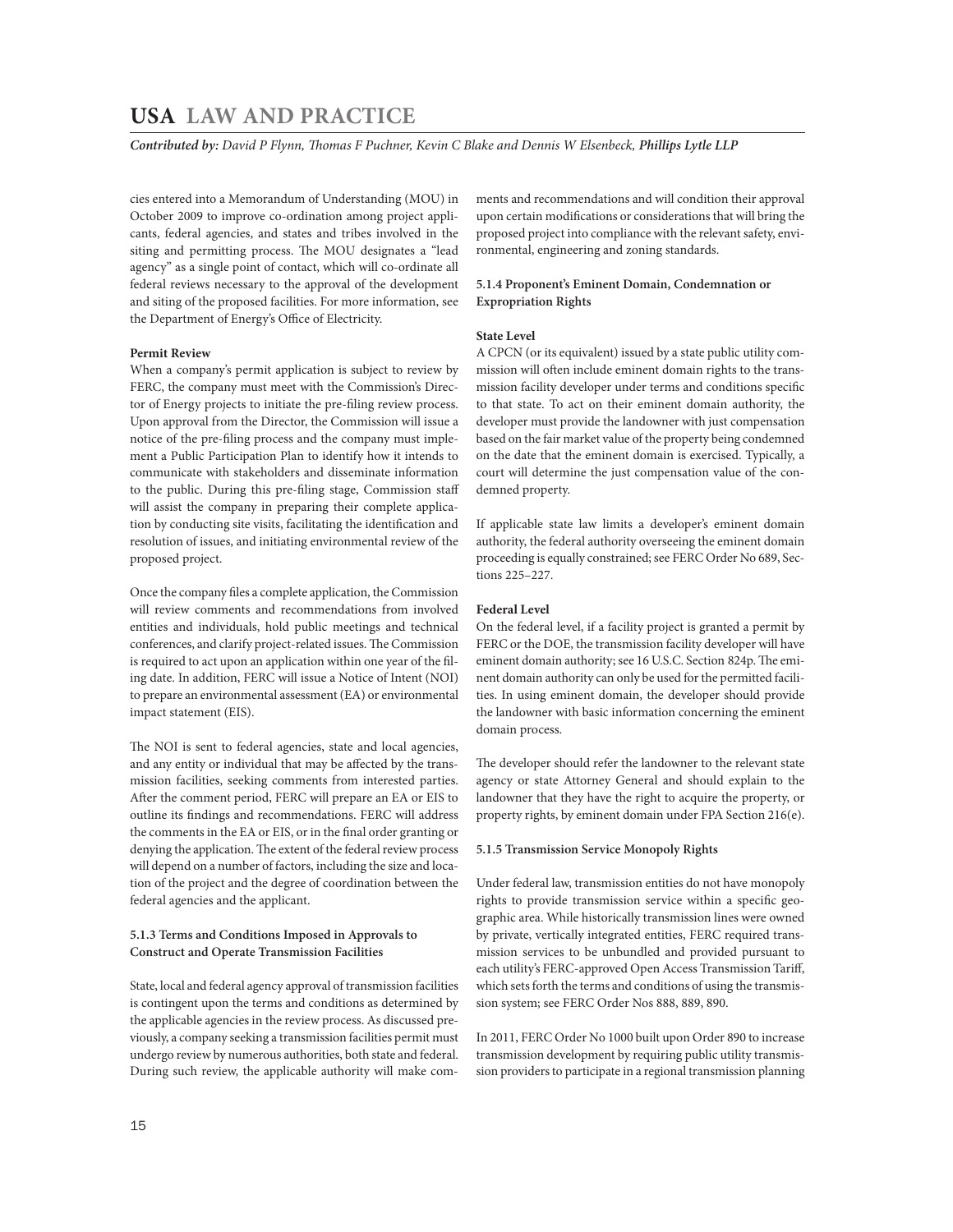cies entered into a Memorandum of Understanding (MOU) in October 2009 to improve co-ordination among project applicants, federal agencies, and states and tribes involved in the siting and permitting process. The MOU designates a "lead agency" as a single point of contact, which will co-ordinate all federal reviews necessary to the approval of the development and siting of the proposed facilities. For more information, see the Department of Energy's Office of Electricity.

**Permit Review**

When a company's permit application is subject to review by FERC, the company must meet with the Commission's Director of Energy projects to initiate the pre-filing review process. Upon approval from the Director, the Commission will issue a notice of the pre-filing process and the company must implement a Public Participation Plan to identify how it intends to communicate with stakeholders and disseminate information to the public. During this pre-filing stage, Commission staff will assist the company in preparing their complete application by conducting site visits, facilitating the identification and resolution of issues, and initiating environmental review of the proposed project.

Once the company files a complete application, the Commission will review comments and recommendations from involved entities and individuals, hold public meetings and technical conferences, and clarify project-related issues. The Commission is required to act upon an application within one year of the filing date. In addition, FERC will issue a Notice of Intent (NOI) to prepare an environmental assessment (EA) or environmental impact statement (EIS).

The NOI is sent to federal agencies, state and local agencies, and any entity or individual that may be affected by the transmission facilities, seeking comments from interested parties. After the comment period, FERC will prepare an EA or EIS to outline its findings and recommendations. FERC will address the comments in the EA or EIS, or in the final order granting or denying the application. The extent of the federal review process will depend on a number of factors, including the size and location of the project and the degree of coordination between the federal agencies and the applicant.

### 5.1.3 Terms and Conditions Imposed in Approvals to Construct and Operate Transmission Facilities

State, local and federal agency approval of transmission facilities is contingent upon the terms and conditions as determined by the applicable agencies in the review process. As discussed previously, a company seeking a transmission facilities permit must undergo review by numerous authorities, both state and federal. During such review, the applicable authority will make comments and recommendations and will condition their approval upon certain modifications or considerations that will bring the proposed project into compliance with the relevant safety, environmental, engineering and zoning standards.

### 5.1.4 Proponent's Eminent Domain, Condemnation or Expropriation Rights

**State Level**

A CPCN (or its equivalent) issued by a state public utility commission will often include eminent domain rights to the transmission facility developer under terms and conditions specific to that state. To act on their eminent domain authority, the developer must provide the landowner with just compensation based on the fair market value of the property being condemned on the date that the eminent domain is exercised. Typically, a court will determine the just compensation value of the condemned property.

If applicable state law limits a developer's eminent domain authority, the federal authority overseeing the eminent domain proceeding is equally constrained; see FERC Order No 689, Sections 225–227.

**Federal Level**

On the federal level, if a facility project is granted a permit by FERC or the DOE, the transmission facility developer will have eminent domain authority; see 16 U.S.C. Section 824p. The eminent domain authority can only be used for the permitted facilities. In using eminent domain, the developer should provide the landowner with basic information concerning the eminent domain process.

The developer should refer the landowner to the relevant state agency or state Attorney General and should explain to the landowner that they have the right to acquire the property, or property rights, by eminent domain under FPA Section 216(e).

### 5.1.5 Transmission Service Monopoly Rights

Under federal law, transmission entities do not have monopoly rights to provide transmission service within a specific geographic area. While historically transmission lines were owned by private, vertically integrated entities, FERC required transmission services to be unbundled and provided pursuant to each utility's FERC-approved Open Access Transmission Tariff, which sets forth the terms and conditions of using the transmission system; see FERC Order Nos 888, 889, 890.

In 2011, FERC Order No 1000 built upon Order 890 to increase transmission development by requiring public utility transmission providers to participate in a regional transmission planning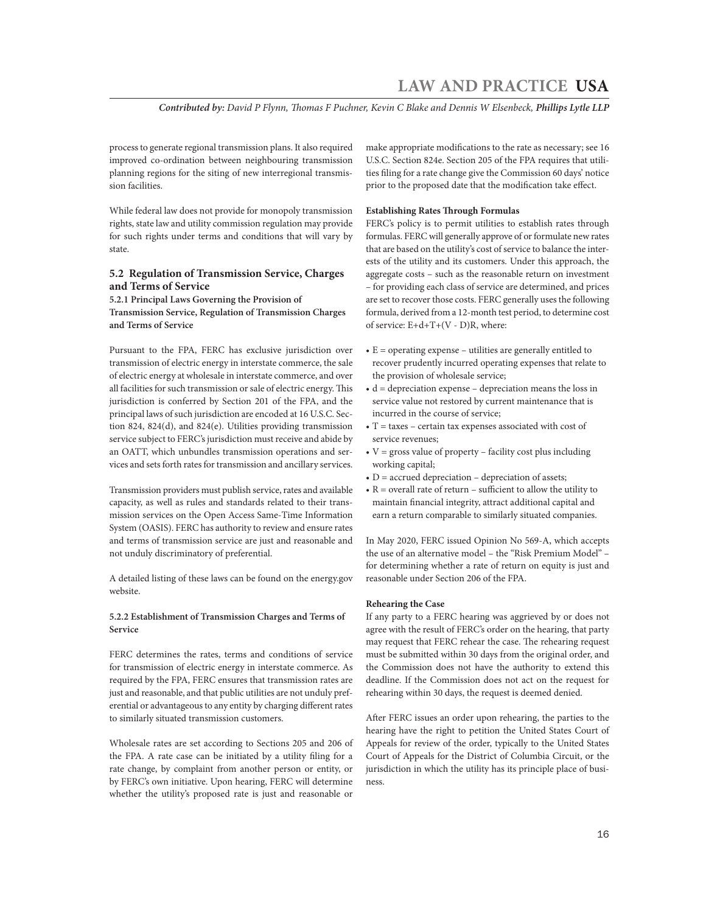process to generate regional transmission plans. It also required improved co-ordination between neighbouring transmission planning regions for the siting of new interregional transmission facilities.

While federal law does not provide for monopoly transmission rights, state law and utility commission regulation may provide for such rights under terms and conditions that will vary by state.

## 5.2 Regulation of Transmission Service, Charges and Terms of Service

### 5.2.1 Principal Laws Governing the Provision of Transmission Service, Regulation of Transmission Charges and Terms of Service

Pursuant to the FPA, FERC has exclusive jurisdiction over transmission of electric energy in interstate commerce, the sale of electric energy at wholesale in interstate commerce, and over all facilities for such transmission or sale of electric energy. This jurisdiction is conferred by Section 201 of the FPA, and the principal laws of such jurisdiction are encoded at 16 U.S.C. Section 824, 824(d), and 824(e). Utilities providing transmission service subject to FERC's jurisdiction must receive and abide by an OATT, which unbundles transmission operations and services and sets forth rates for transmission and ancillary services.

Transmission providers must publish service, rates and available capacity, as well as rules and standards related to their transmission services on the Open Access Same-Time Information System (OASIS). FERC has authority to review and ensure rates and terms of transmission service are just and reasonable and not unduly discriminatory of preferential.

A detailed listing of these laws can be found on the energy.gov website.

### 5.2.2 Establishment of Transmission Charges and Terms of Service

FERC determines the rates, terms and conditions of service for transmission of electric energy in interstate commerce. As required by the FPA, FERC ensures that transmission rates are just and reasonable, and that public utilities are not unduly preferential or advantageous to any entity by charging different rates to similarly situated transmission customers.

Wholesale rates are set according to Sections 205 and 206 of the FPA. A rate case can be initiated by a utility filing for a rate change, by complaint from another person or entity, or by FERC's own initiative. Upon hearing, FERC will determine whether the utility's proposed rate is just and reasonable or make appropriate modifications to the rate as necessary; see 16 U.S.C. Section 824e. Section 205 of the FPA requires that utilities filing for a rate change give the Commission 60 days' notice prior to the proposed date that the modification take effect.

**Establishing Rates Through Formulas**

FERC's policy is to permit utilities to establish rates through formulas. FERC will generally approve of or formulate new rates that are based on the utility's cost of service to balance the interests of the utility and its customers. Under this approach, the aggregate costs – such as the reasonable return on investment – for providing each class of service are determined, and prices are set to recover those costs. FERC generally uses the following formula, derived from a 12-month test period, to determine cost of service: $E+d+T+(V - D)R$, where:

- $E$ = operating expense – utilities are generally entitled to recover prudently incurred operating expenses that relate to the provision of wholesale service;
- $d$ = depreciation expense – depreciation means the loss in service value not restored by current maintenance that is incurred in the course of service;
- $T$ = taxes – certain tax expenses associated with cost of service revenues;
- $V$ = gross value of property – facility cost plus including working capital;
- $D$ = accrued depreciation – depreciation of assets;
- $R$ = overall rate of return – sufficient to allow the utility to maintain financial integrity, attract additional capital and earn a return comparable to similarly situated companies.

In May 2020, FERC issued Opinion No 569-A, which accepts the use of an alternative model – the "Risk Premium Model" – for determining whether a rate of return on equity is just and reasonable under Section 206 of the FPA.

**Rehearing the Case**

If any party to a FERC hearing was aggrieved by or does not agree with the result of FERC's order on the hearing, that party may request that FERC rehear the case. The rehearing request must be submitted within 30 days from the original order, and the Commission does not have the authority to extend this deadline. If the Commission does not act on the request for rehearing within 30 days, the request is deemed denied.

After FERC issues an order upon rehearing, the parties to the hearing have the right to petition the United States Court of Appeals for review of the order, typically to the United States Court of Appeals for the District of Columbia Circuit, or the jurisdiction in which the utility has its principle place of business.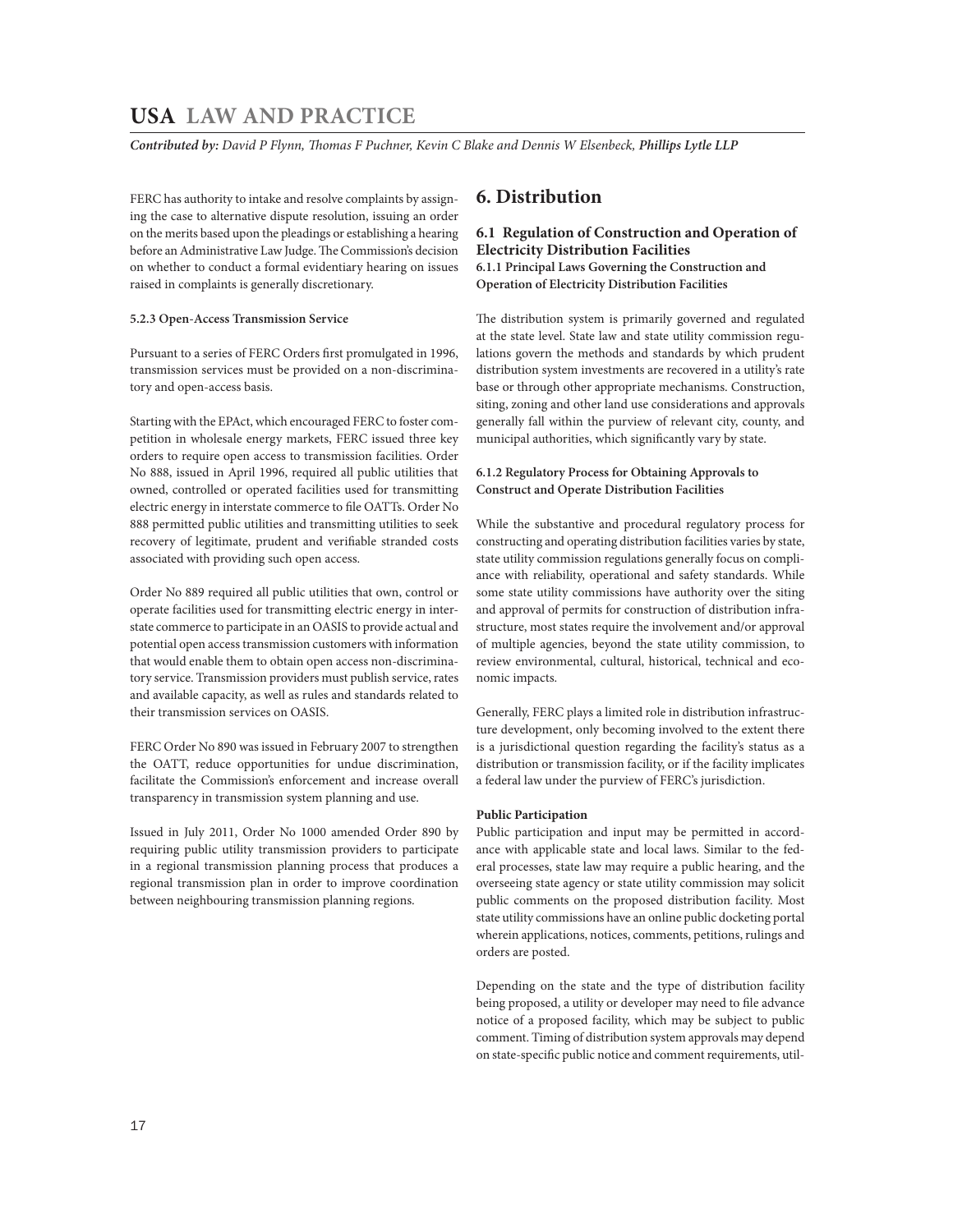FERC has authority to intake and resolve complaints by assigning the case to alternative dispute resolution, issuing an order on the merits based upon the pleadings or establishing a hearing before an Administrative Law Judge. The Commission's decision on whether to conduct a formal evidentiary hearing on issues raised in complaints is generally discretionary.

#### 5.2.3 Open-Access Transmission Service

Pursuant to a series of FERC Orders first promulgated in 1996, transmission services must be provided on a non-discriminatory and open-access basis.

Starting with the EPAct, which encouraged FERC to foster competition in wholesale energy markets, FERC issued three key orders to require open access to transmission facilities. Order No 888, issued in April 1996, required all public utilities that owned, controlled or operated facilities used for transmitting electric energy in interstate commerce to file OATTs. Order No 888 permitted public utilities and transmitting utilities to seek recovery of legitimate, prudent and verifiable stranded costs associated with providing such open access.

Order No 889 required all public utilities that own, control or operate facilities used for transmitting electric energy in interstate commerce to participate in an OASIS to provide actual and potential open access transmission customers with information that would enable them to obtain open access non-discriminatory service. Transmission providers must publish service, rates and available capacity, as well as rules and standards related to their transmission services on OASIS.

FERC Order No 890 was issued in February 2007 to strengthen the OATT, reduce opportunities for undue discrimination, facilitate the Commission's enforcement and increase overall transparency in transmission system planning and use.

Issued in July 2011, Order No 1000 amended Order 890 by requiring public utility transmission providers to participate in a regional transmission planning process that produces a regional transmission plan in order to improve coordination between neighbouring transmission planning regions.

## 6. Distribution

### 6.1 Regulation of Construction and Operation of Electricity Distribution Facilities

#### 6.1.1 Principal Laws Governing the Construction and Operation of Electricity Distribution Facilities

The distribution system is primarily governed and regulated at the state level. State law and state utility commission regulations govern the methods and standards by which prudent distribution system investments are recovered in a utility's rate base or through other appropriate mechanisms. Construction, siting, zoning and other land use considerations and approvals generally fall within the purview of relevant city, county, and municipal authorities, which significantly vary by state.

#### 6.1.2 Regulatory Process for Obtaining Approvals to Construct and Operate Distribution Facilities

While the substantive and procedural regulatory process for constructing and operating distribution facilities varies by state, state utility commission regulations generally focus on compliance with reliability, operational and safety standards. While some state utility commissions have authority over the siting and approval of permits for construction of distribution infrastructure, most states require the involvement and/or approval of multiple agencies, beyond the state utility commission, to review environmental, cultural, historical, technical and economic impacts.

Generally, FERC plays a limited role in distribution infrastructure development, only becoming involved to the extent there is a jurisdictional question regarding the facility's status as a distribution or transmission facility, or if the facility implicates a federal law under the purview of FERC's jurisdiction.

**Public Participation**

Public participation and input may be permitted in accordance with applicable state and local laws. Similar to the federal processes, state law may require a public hearing, and the overseeing state agency or state utility commission may solicit public comments on the proposed distribution facility. Most state utility commissions have an online public docketing portal wherein applications, notices, comments, petitions, rulings and orders are posted.

Depending on the state and the type of distribution facility being proposed, a utility or developer may need to file advance notice of a proposed facility, which may be subject to public comment. Timing of distribution system approvals may depend on state-specific public notice and comment requirements, util-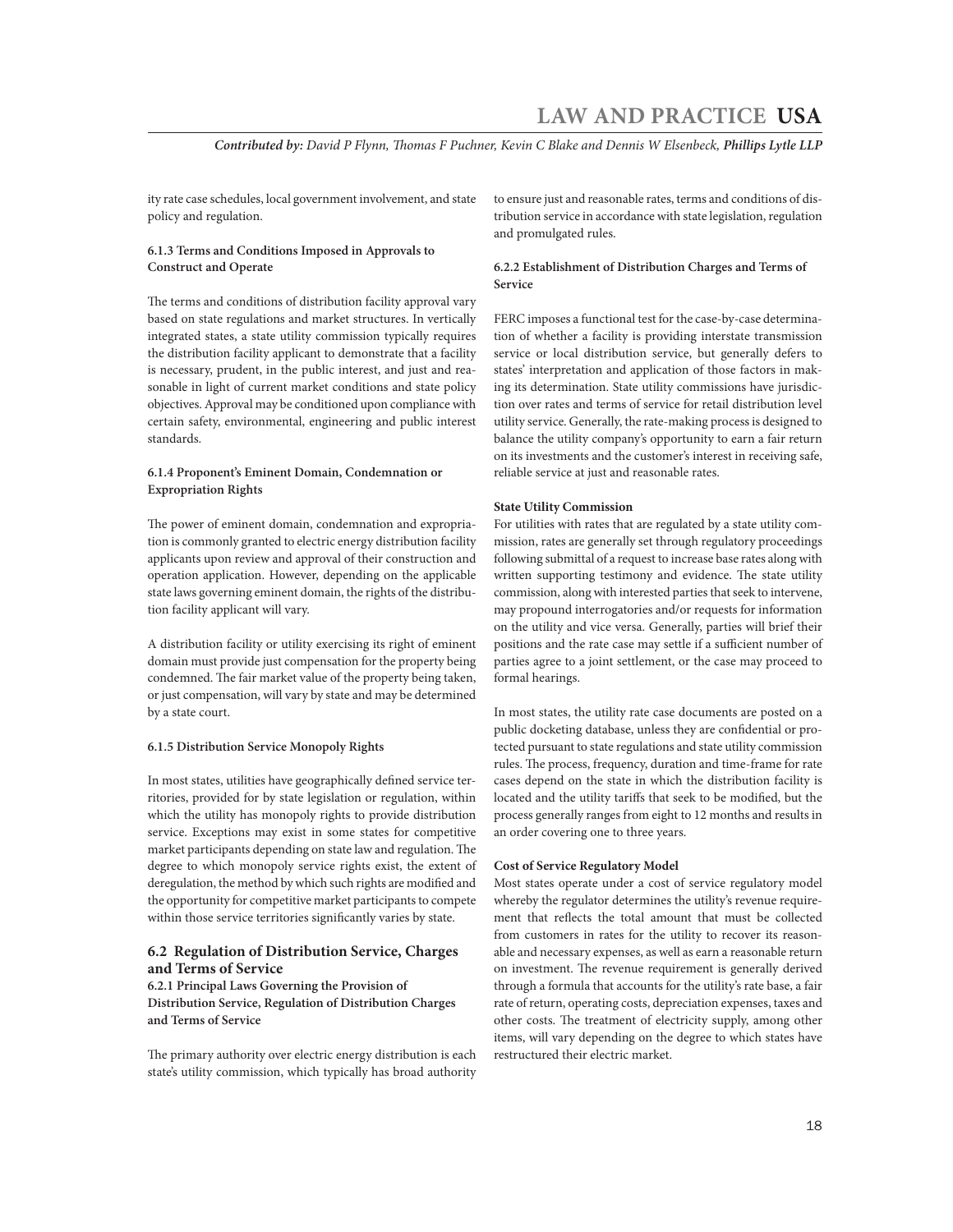ity rate case schedules, local government involvement, and state policy and regulation.

#### 6.1.3 Terms and Conditions Imposed in Approvals to Construct and Operate

The terms and conditions of distribution facility approval vary based on state regulations and market structures. In vertically integrated states, a state utility commission typically requires the distribution facility applicant to demonstrate that a facility is necessary, prudent, in the public interest, and just and reasonable in light of current market conditions and state policy objectives. Approval may be conditioned upon compliance with certain safety, environmental, engineering and public interest standards.

#### 6.1.4 Proponent's Eminent Domain, Condemnation or Expropriation Rights

The power of eminent domain, condemnation and expropriation is commonly granted to electric energy distribution facility applicants upon review and approval of their construction and operation application. However, depending on the applicable state laws governing eminent domain, the rights of the distribution facility applicant will vary.

A distribution facility or utility exercising its right of eminent domain must provide just compensation for the property being condemned. The fair market value of the property being taken, or just compensation, will vary by state and may be determined by a state court.

#### 6.1.5 Distribution Service Monopoly Rights

In most states, utilities have geographically defined service territories, provided for by state legislation or regulation, within which the utility has monopoly rights to provide distribution service. Exceptions may exist in some states for competitive market participants depending on state law and regulation. The degree to which monopoly service rights exist, the extent of deregulation, the method by which such rights are modified and the opportunity for competitive market participants to compete within those service territories significantly varies by state.

### 6.2 Regulation of Distribution Service, Charges and Terms of Service

#### 6.2.1 Principal Laws Governing the Provision of Distribution Service, Regulation of Distribution Charges and Terms of Service

The primary authority over electric energy distribution is each state's utility commission, which typically has broad authority to ensure just and reasonable rates, terms and conditions of distribution service in accordance with state legislation, regulation and promulgated rules.

#### 6.2.2 Establishment of Distribution Charges and Terms of Service

FERC imposes a functional test for the case-by-case determination of whether a facility is providing interstate transmission service or local distribution service, but generally defers to states' interpretation and application of those factors in making its determination. State utility commissions have jurisdiction over rates and terms of service for retail distribution level utility service. Generally, the rate-making process is designed to balance the utility company's opportunity to earn a fair return on its investments and the customer's interest in receiving safe, reliable service at just and reasonable rates.

**State Utility Commission**

For utilities with rates that are regulated by a state utility commission, rates are generally set through regulatory proceedings following submittal of a request to increase base rates along with written supporting testimony and evidence. The state utility commission, along with interested parties that seek to intervene, may propound interrogatories and/or requests for information on the utility and vice versa. Generally, parties will brief their positions and the rate case may settle if a sufficient number of parties agree to a joint settlement, or the case may proceed to formal hearings.

In most states, the utility rate case documents are posted on a public docketing database, unless they are confidential or protected pursuant to state regulations and state utility commission rules. The process, frequency, duration and time-frame for rate cases depend on the state in which the distribution facility is located and the utility tariffs that seek to be modified, but the process generally ranges from eight to 12 months and results in an order covering one to three years.

**Cost of Service Regulatory Model**

Most states operate under a cost of service regulatory model whereby the regulator determines the utility's revenue requirement that reflects the total amount that must be collected from customers in rates for the utility to recover its reasonable and necessary expenses, as well as earn a reasonable return on investment. The revenue requirement is generally derived through a formula that accounts for the utility's rate base, a fair rate of return, operating costs, depreciation expenses, taxes and other costs. The treatment of electricity supply, among other items, will vary depending on the degree to which states have restructured their electric market.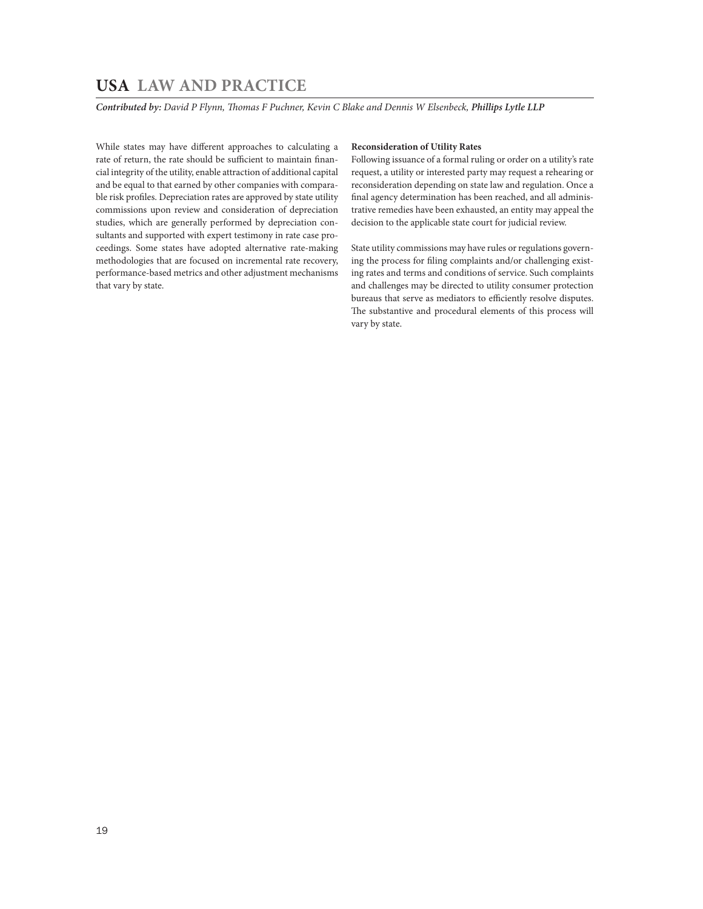While states may have different approaches to calculating a rate of return, the rate should be sufficient to maintain financial integrity of the utility, enable attraction of additional capital and be equal to that earned by other companies with comparable risk profiles. Depreciation rates are approved by state utility commissions upon review and consideration of depreciation studies, which are generally performed by depreciation consultants and supported with expert testimony in rate case proceedings. Some states have adopted alternative rate-making methodologies that are focused on incremental rate recovery, performance-based metrics and other adjustment mechanisms that vary by state.

**Reconsideration of Utility Rates**

Following issuance of a formal ruling or order on a utility's rate request, a utility or interested party may request a rehearing or reconsideration depending on state law and regulation. Once a final agency determination has been reached, and all administrative remedies have been exhausted, an entity may appeal the decision to the applicable state court for judicial review.

State utility commissions may have rules or regulations governing the process for filing complaints and/or challenging existing rates and terms and conditions of service. Such complaints and challenges may be directed to utility consumer protection bureaus that serve as mediators to efficiently resolve disputes. The substantive and procedural elements of this process will vary by state.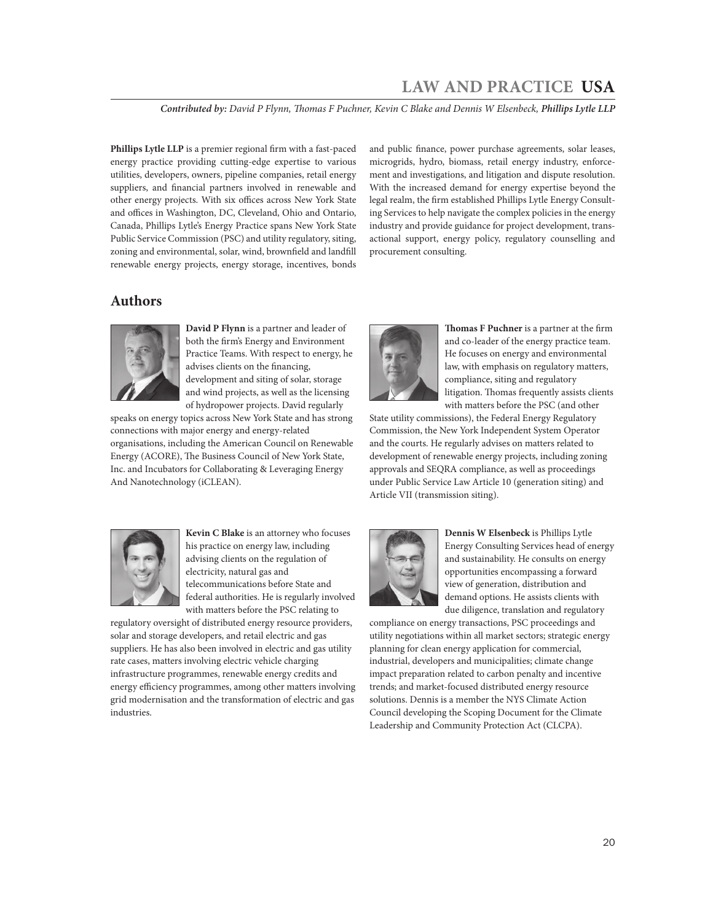*Contributed by: David P Flynn, Thomas F Puchner, Kevin C Blake and Dennis W Elsenbeck, **Phillips Lytle LLP***

**Phillips Lytle LLP** is a premier regional firm with a fast-paced energy practice providing cutting-edge expertise to various utilities, developers, owners, pipeline companies, retail energy suppliers, and financial partners involved in renewable and other energy projects. With six offices across New York State and offices in Washington, DC, Cleveland, Ohio and Ontario, Canada, Phillips Lytle's Energy Practice spans New York State Public Service Commission (PSC) and utility regulatory, siting, zoning and environmental, solar, wind, brownfield and landfill renewable energy projects, energy storage, incentives, bonds and public finance, power purchase agreements, solar leases, microgrids, hydro, biomass, retail energy industry, enforcement and investigations, and litigation and dispute resolution. With the increased demand for energy expertise beyond the legal realm, the firm established Phillips Lytle Energy Consulting Services to help navigate the complex policies in the energy industry and provide guidance for project development, transactional support, energy policy, regulatory counselling and procurement consulting.

## Authors

**David P Flynn** is a partner and leader of both the firm's Energy and Environment Practice Teams. With respect to energy, he advises clients on the financing, development and siting of solar, storage and wind projects, as well as the licensing of hydropower projects. David regularly speaks on energy topics across New York State and has strong connections with major energy and energy-related organisations, including the American Council on Renewable Energy (ACORE), The Business Council of New York State, Inc. and Incubators for Collaborating & Leveraging Energy And Nanotechnology (iCLEAN).

**Thomas F Puchner** is a partner at the firm and co-leader of the energy practice team. He focuses on energy and environmental law, with emphasis on regulatory matters, compliance, siting and regulatory litigation. Thomas frequently assists clients with matters before the PSC (and other State utility commissions), the Federal Energy Regulatory Commission, the New York Independent System Operator and the courts. He regularly advises on matters related to development of renewable energy projects, including zoning approvals and SEQRA compliance, as well as proceedings under Public Service Law Article 10 (generation siting) and Article VII (transmission siting).

**Kevin C Blake** is an attorney who focuses his practice on energy law, including advising clients on the regulation of electricity, natural gas and telecommunications before State and federal authorities. He is regularly involved with matters before the PSC relating to regulatory oversight of distributed energy resource providers, solar and storage developers, and retail electric and gas suppliers. He has also been involved in electric and gas utility rate cases, matters involving electric vehicle charging infrastructure programmes, renewable energy credits and energy efficiency programmes, among other matters involving grid modernisation and the transformation of electric and gas industries.

**Dennis W Elsenbeck** is Phillips Lytle Energy Consulting Services head of energy and sustainability. He consults on energy opportunities encompassing a forward view of generation, distribution and demand options. He assists clients with due diligence, translation and regulatory compliance on energy transactions, PSC proceedings and utility negotiations within all market sectors; strategic energy planning for clean energy application for commercial, industrial, developers and municipalities; climate change impact preparation related to carbon penalty and incentive trends; and market-focused distributed energy resource solutions. Dennis is a member the NYS Climate Action Council developing the Scoping Document for the Climate Leadership and Community Protection Act (CLCPA).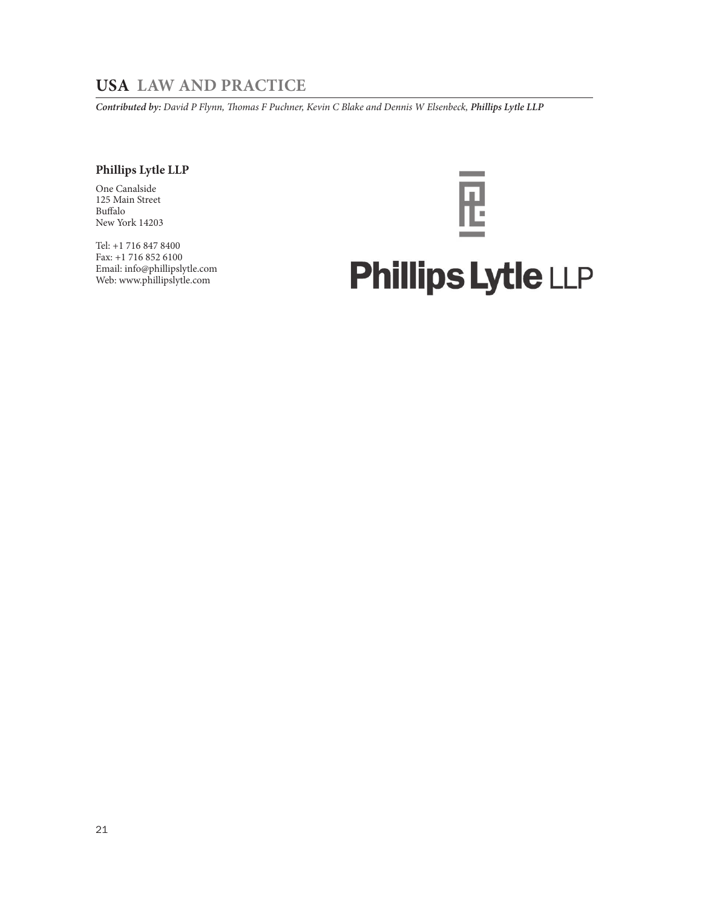**Phillips Lytle LLP**

One Canalside
125 Main Street
Buffalo
New York 14203

Tel: +1 716 847 8400
Fax: +1 716 852 6100
Email: info@phillipslytle.com
Web: www.phillipslytle.com

**Phillips Lytle** LLP